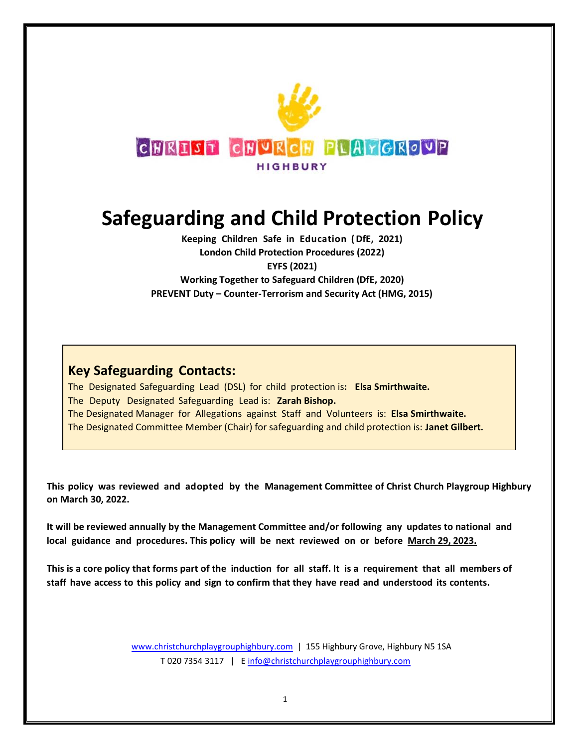CHRIST CHURCH PLAYGROUP

HIGHBURY

# Safeguarding and Child Protection Policy

**Keeping Children Safe in Education (DfE, 2021)**
**London Child Protection Procedures (2022)**
**EYFS (2021)**
**Working Together to Safeguard Children (DfE, 2020)**
**PREVENT Duty – Counter-Terrorism and Security Act (HMG, 2015)**

## Key Safeguarding Contacts:

The Designated Safeguarding Lead (DSL) for child protection is**: Elsa Smirthwaite.**
The Deputy Designated Safeguarding Lead is: **Zarah Bishop.**
The Designated Manager for Allegations against Staff and Volunteers is: **Elsa Smirthwaite.**
The Designated Committee Member (Chair) for safeguarding and child protection is: **Janet Gilbert.**

**This policy was reviewed and adopted by the Management Committee of Christ Church Playgroup Highbury on March 30, 2022.**

**It will be reviewed annually by the Management Committee and/or following any updates to national and local guidance and procedures. This policy will be next reviewed on or before March 29, 2023.**

**This is a core policy that forms part of the induction for all staff. It is a requirement that all members of staff have access to this policy and sign to confirm that they have read and understood its contents.**

www.christchurchplaygrouphighbury.com | 155 Highbury Grove, Highbury N5 1SA
T 020 7354 3117 | E info@christchurchplaygrouphighbury.com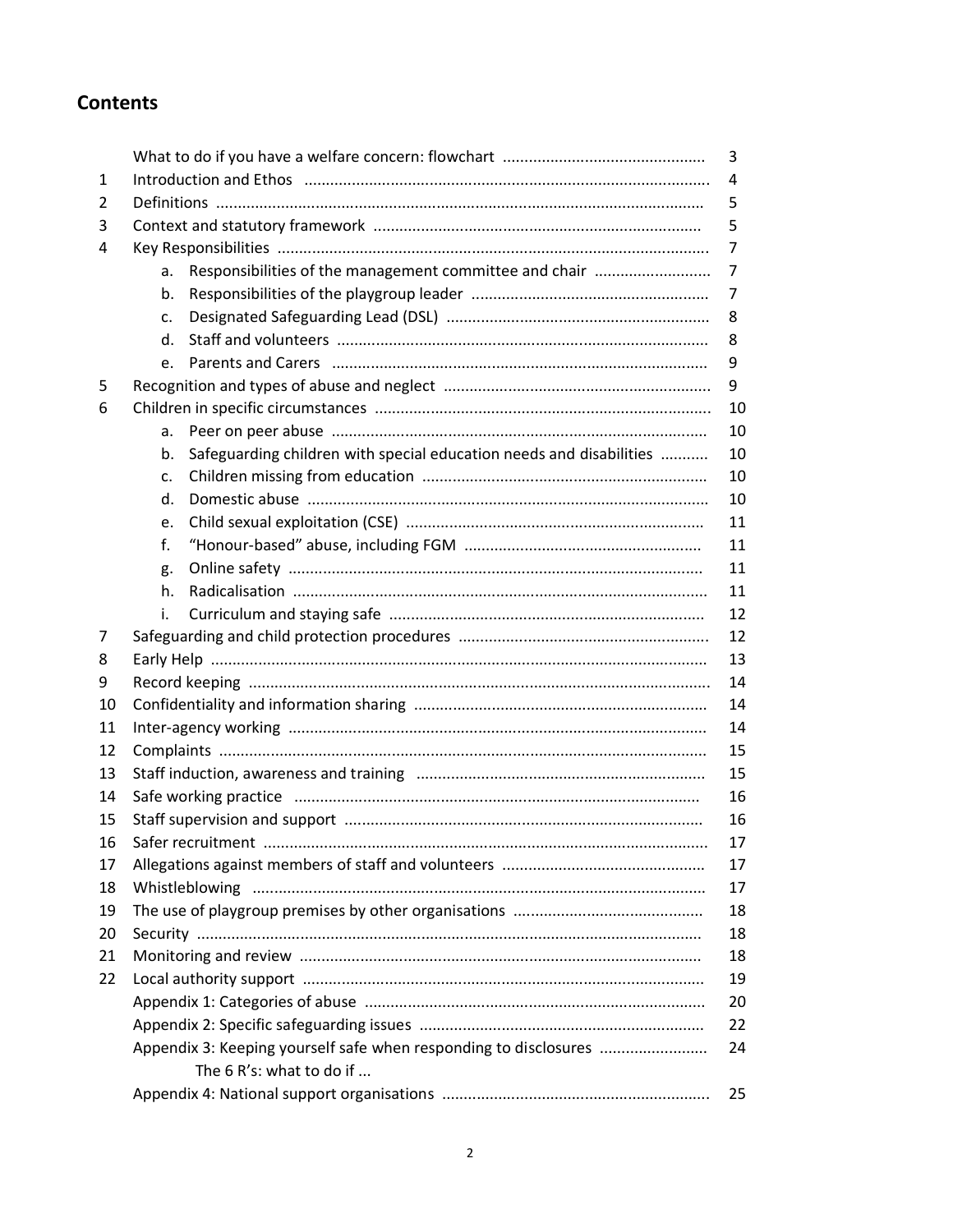## Contents

| | | |
|---|---|---|
| | What to do if you have a welfare concern: flowchart | 3 |
| 1 | Introduction and Ethos | 4 |
| 2 | Definitions | 5 |
| 3 | Context and statutory framework | 5 |
| 4 | Key Responsibilities | 7 |
| | a. Responsibilities of the management committee and chair | 7 |
| | b. Responsibilities of the playgroup leader | 7 |
| | c. Designated Safeguarding Lead (DSL) | 8 |
| | d. Staff and volunteers | 8 |
| | e. Parents and Carers | 9 |
| 5 | Recognition and types of abuse and neglect | 9 |
| 6 | Children in specific circumstances | 10 |
| | a. Peer on peer abuse | 10 |
| | b. Safeguarding children with special education needs and disabilities | 10 |
| | c. Children missing from education | 10 |
| | d. Domestic abuse | 10 |
| | e. Child sexual exploitation (CSE) | 11 |
| | f. "Honour-based" abuse, including FGM | 11 |
| | g. Online safety | 11 |
| | h. Radicalisation | 11 |
| | i. Curriculum and staying safe | 12 |
| 7 | Safeguarding and child protection procedures | 12 |
| 8 | Early Help | 13 |
| 9 | Record keeping | 14 |
| 10 | Confidentiality and information sharing | 14 |
| 11 | Inter-agency working | 14 |
| 12 | Complaints | 15 |
| 13 | Staff induction, awareness and training | 15 |
| 14 | Safe working practice | 16 |
| 15 | Staff supervision and support | 16 |
| 16 | Safer recruitment | 17 |
| 17 | Allegations against members of staff and volunteers | 17 |
| 18 | Whistleblowing | 17 |
| 19 | The use of playgroup premises by other organisations | 18 |
| 20 | Security | 18 |
| 21 | Monitoring and review | 18 |
| 22 | Local authority support | 19 |
| | Appendix 1: Categories of abuse | 20 |
| | Appendix 2: Specific safeguarding issues | 22 |
| | Appendix 3: Keeping yourself safe when responding to disclosures<br>The 6 R's: what to do if ... | 24 |
| | Appendix 4: National support organisations | 25 |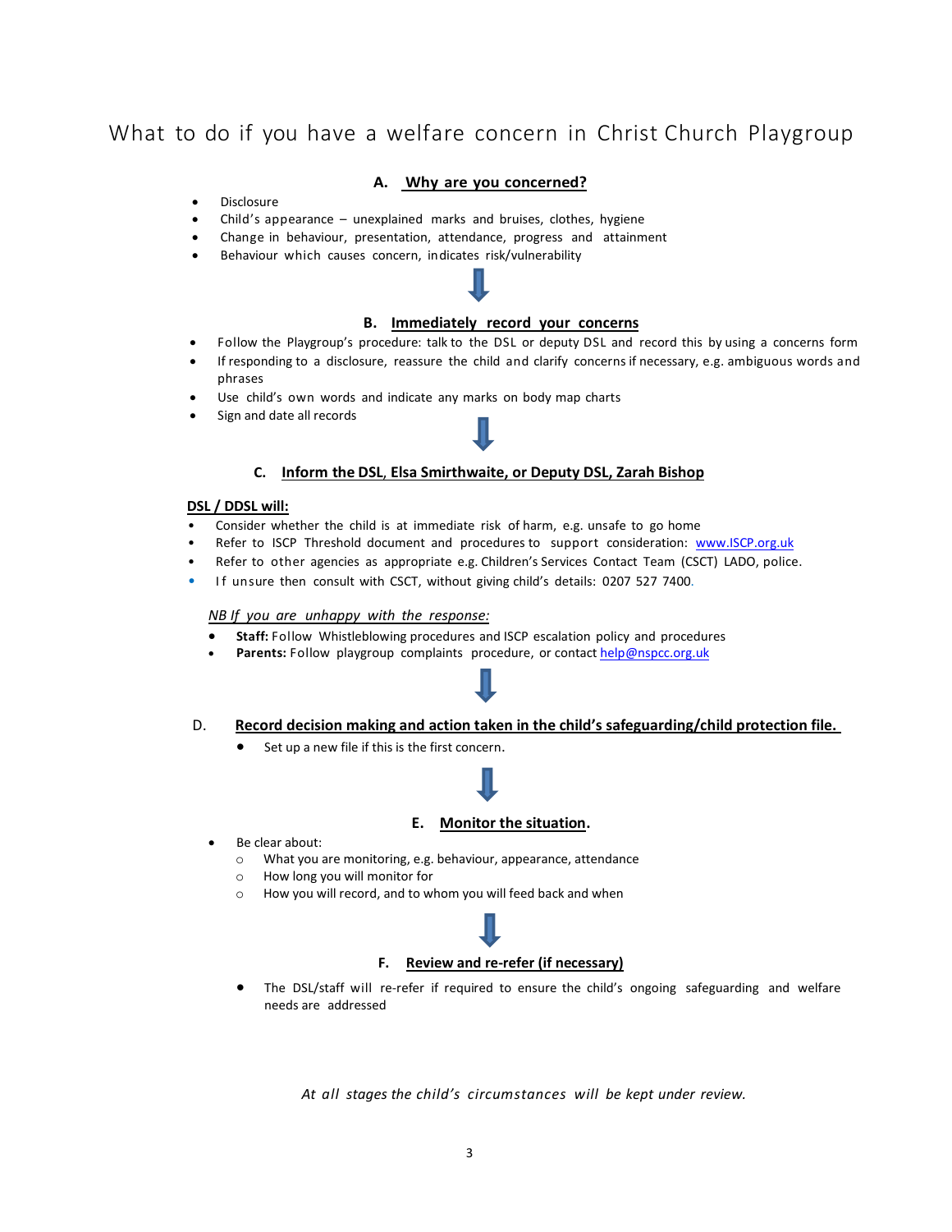# What to do if you have a welfare concern in Christ Church Playgroup

## A. Why are you concerned?

- Disclosure
- Child's appearance – unexplained marks and bruises, clothes, hygiene
- Change in behaviour, presentation, attendance, progress and attainment
- Behaviour which causes concern, indicates risk/vulnerability

↓

## B. Immediately record your concerns

- Follow the Playgroup's procedure: talk to the DSL or deputy DSL and record this by using a concerns form
- If responding to a disclosure, reassure the child and clarify concerns if necessary, e.g. ambiguous words and phrases
- Use child's own words and indicate any marks on body map charts
- Sign and date all records

↓

## C. Inform the DSL, Elsa Smirthwaite, or Deputy DSL, Zarah Bishop

**DSL / DDSL will:**

- Consider whether the child is at immediate risk of harm, e.g. unsafe to go home
- Refer to ISCP Threshold document and procedures to support consideration: [www.ISCP.org.uk](http://www.ISCP.org.uk)
- Refer to other agencies as appropriate e.g. Children's Services Contact Team (CSCT) LADO, police.
- If unsure then consult with CSCT, without giving child's details: 0207 527 7400.

*NB If you are unhappy with the response:*

- **Staff:** Follow Whistleblowing procedures and ISCP escalation policy and procedures
- **Parents:** Follow playgroup complaints procedure, or contact [help@nspcc.org.uk](mailto:help@nspcc.org.uk)

↓

## D. Record decision making and action taken in the child's safeguarding/child protection file.

- Set up a new file if this is the first concern.

↓

## E. Monitor the situation.

- Be clear about:
  - What you are monitoring, e.g. behaviour, appearance, attendance
  - How long you will monitor for
  - How you will record, and to whom you will feed back and when

↓

## F. Review and re-refer (if necessary)

- The DSL/staff will re-refer if required to ensure the child's ongoing safeguarding and welfare needs are addressed

*At all stages the child's circumstances will be kept under review.*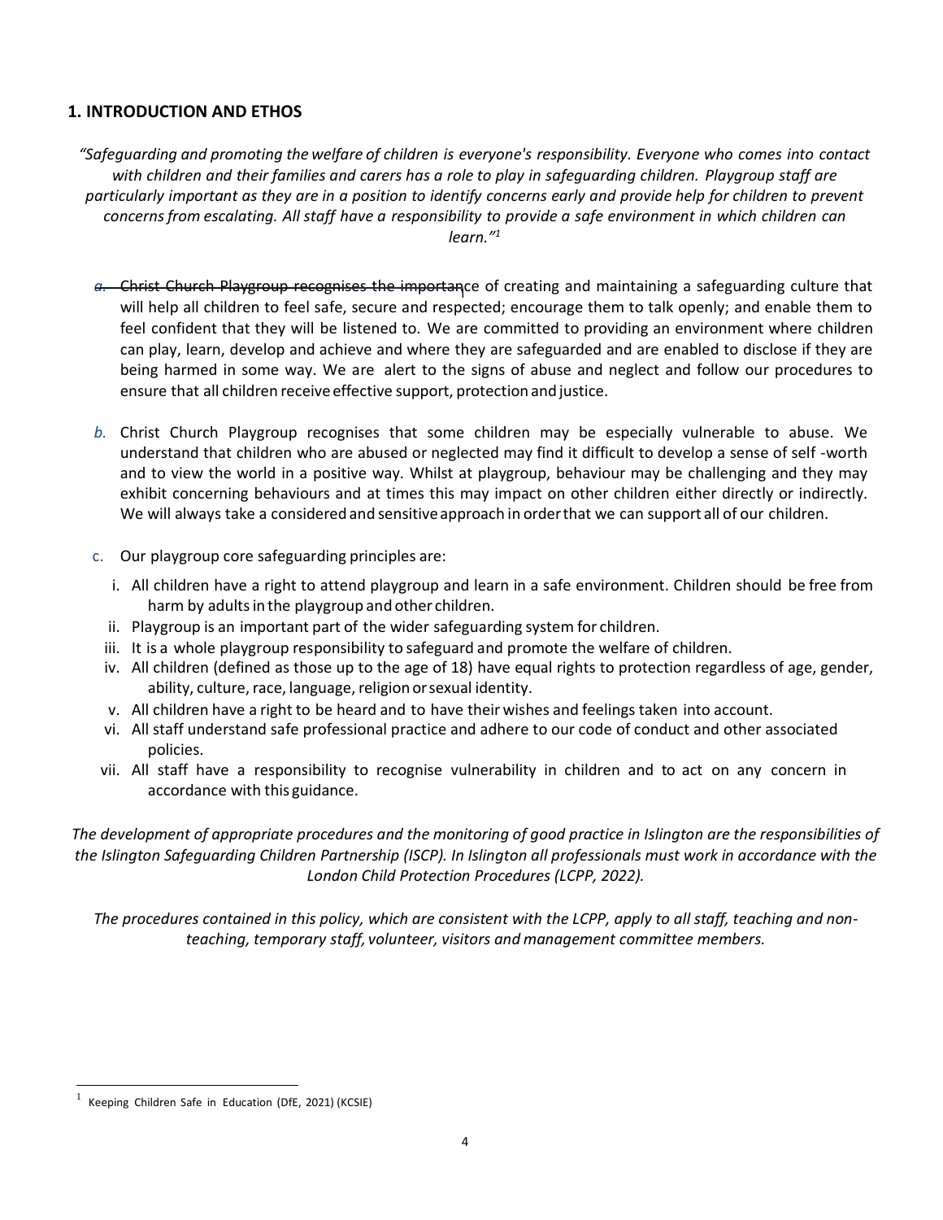## 1. INTRODUCTION AND ETHOS

*"Safeguarding and promoting the welfare of children is everyone's responsibility. Everyone who comes into contact with children and their families and carers has a role to play in safeguarding children. Playgroup staff are particularly important as they are in a position to identify concerns early and provide help for children to prevent concerns from escalating. All staff have a responsibility to provide a safe environment in which children can learn."*[1]

a. Christ Church Playgroup recognises the importance of creating and maintaining a safeguarding culture that will help all children to feel safe, secure and respected; encourage them to talk openly; and enable them to feel confident that they will be listened to. We are committed to providing an environment where children can play, learn, develop and achieve and where they are safeguarded and are enabled to disclose if they are being harmed in some way. We are alert to the signs of abuse and neglect and follow our procedures to ensure that all children receive effective support, protection and justice.

b. Christ Church Playgroup recognises that some children may be especially vulnerable to abuse. We understand that children who are abused or neglected may find it difficult to develop a sense of self -worth and to view the world in a positive way. Whilst at playgroup, behaviour may be challenging and they may exhibit concerning behaviours and at times this may impact on other children either directly or indirectly. We will always take a considered and sensitive approach in order that we can support all of our children.

c. Our playgroup core safeguarding principles are:

   i. All children have a right to attend playgroup and learn in a safe environment. Children should be free from harm by adults in the playgroup and other children.
   ii. Playgroup is an important part of the wider safeguarding system for children.
   iii. It is a whole playgroup responsibility to safeguard and promote the welfare of children.
   iv. All children (defined as those up to the age of 18) have equal rights to protection regardless of age, gender, ability, culture, race, language, religion or sexual identity.
   v. All children have a right to be heard and to have their wishes and feelings taken into account.
   vi. All staff understand safe professional practice and adhere to our code of conduct and other associated policies.
   vii. All staff have a responsibility to recognise vulnerability in children and to act on any concern in accordance with this guidance.

*The development of appropriate procedures and the monitoring of good practice in Islington are the responsibilities of the Islington Safeguarding Children Partnership (ISCP). In Islington all professionals must work in accordance with the London Child Protection Procedures (LCPP, 2022).*

*The procedures contained in this policy, which are consistent with the LCPP, apply to all staff, teaching and non-teaching, temporary staff, volunteer, visitors and management committee members.*

---

[1] Keeping Children Safe in Education (DfE, 2021) (KCSIE)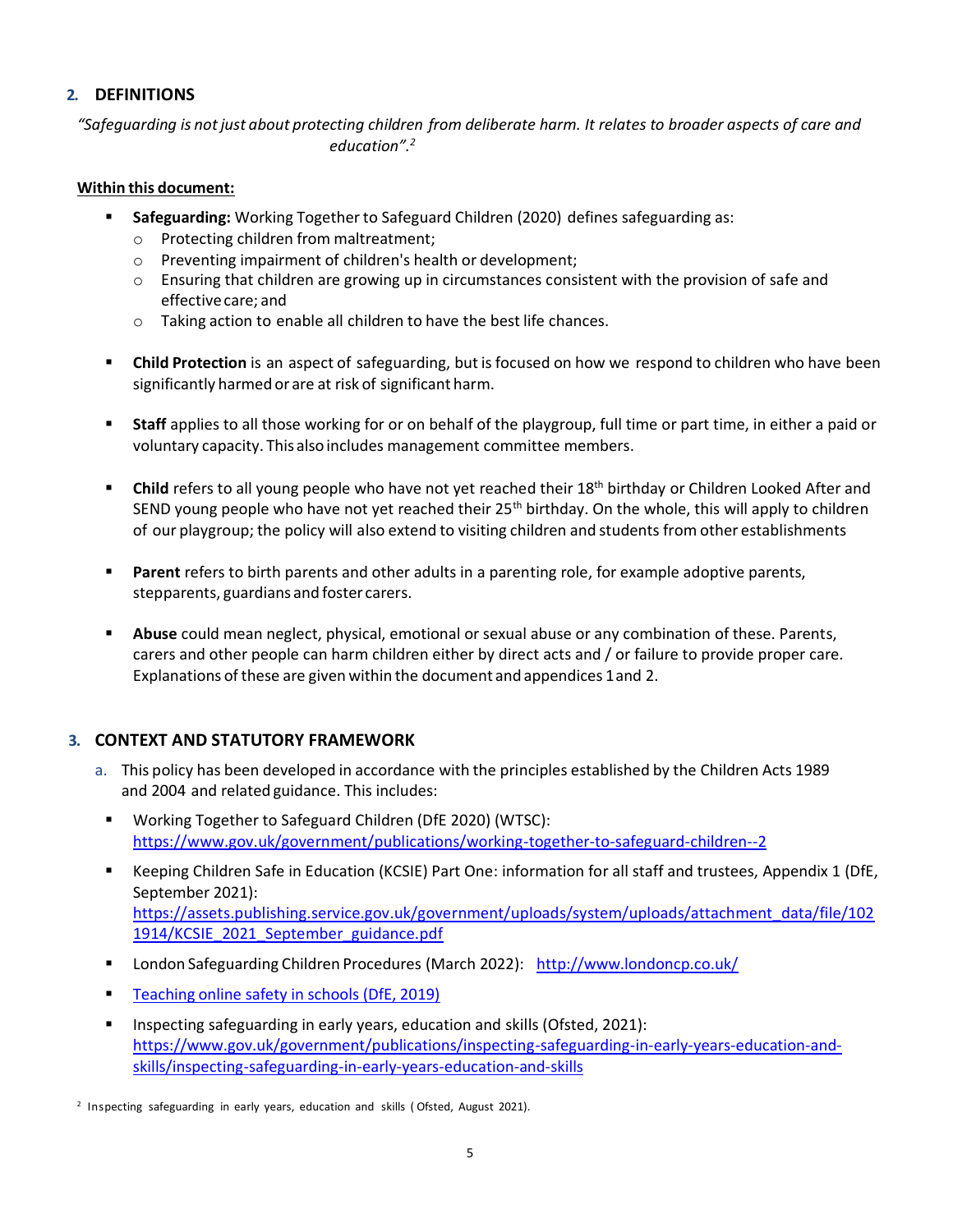## 2. DEFINITIONS

*"Safeguarding is not just about protecting children from deliberate harm. It relates to broader aspects of care and education".[2]*

**Within this document:**

- **Safeguarding:** Working Together to Safeguard Children (2020) defines safeguarding as:
  - Protecting children from maltreatment;
  - Preventing impairment of children's health or development;
  - Ensuring that children are growing up in circumstances consistent with the provision of safe and effective care; and
  - Taking action to enable all children to have the best life chances.

- **Child Protection** is an aspect of safeguarding, but is focused on how we respond to children who have been significantly harmed or are at risk of significant harm.

- **Staff** applies to all those working for or on behalf of the playgroup, full time or part time, in either a paid or voluntary capacity. This also includes management committee members.

- **Child** refers to all young people who have not yet reached their 18th birthday or Children Looked After and SEND young people who have not yet reached their 25th birthday. On the whole, this will apply to children of our playgroup; the policy will also extend to visiting children and students from other establishments

- **Parent** refers to birth parents and other adults in a parenting role, for example adoptive parents, stepparents, guardians and foster carers.

- **Abuse** could mean neglect, physical, emotional or sexual abuse or any combination of these. Parents, carers and other people can harm children either by direct acts and / or failure to provide proper care. Explanations of these are given within the document and appendices 1 and 2.

## 3. CONTEXT AND STATUTORY FRAMEWORK

a. This policy has been developed in accordance with the principles established by the Children Acts 1989 and 2004 and related guidance. This includes:

- Working Together to Safeguard Children (DfE 2020) (WTSC): https://www.gov.uk/government/publications/working-together-to-safeguard-children--2
- Keeping Children Safe in Education (KCSIE) Part One: information for all staff and trustees, Appendix 1 (DfE, September 2021): https://assets.publishing.service.gov.uk/government/uploads/system/uploads/attachment_data/file/1021914/KCSIE_2021_September_guidance.pdf
- London Safeguarding Children Procedures (March 2022): http://www.londoncp.co.uk/
- Teaching online safety in schools (DfE, 2019)
- Inspecting safeguarding in early years, education and skills (Ofsted, 2021): https://www.gov.uk/government/publications/inspecting-safeguarding-in-early-years-education-and-skills/inspecting-safeguarding-in-early-years-education-and-skills

[2] Inspecting safeguarding in early years, education and skills (Ofsted, August 2021).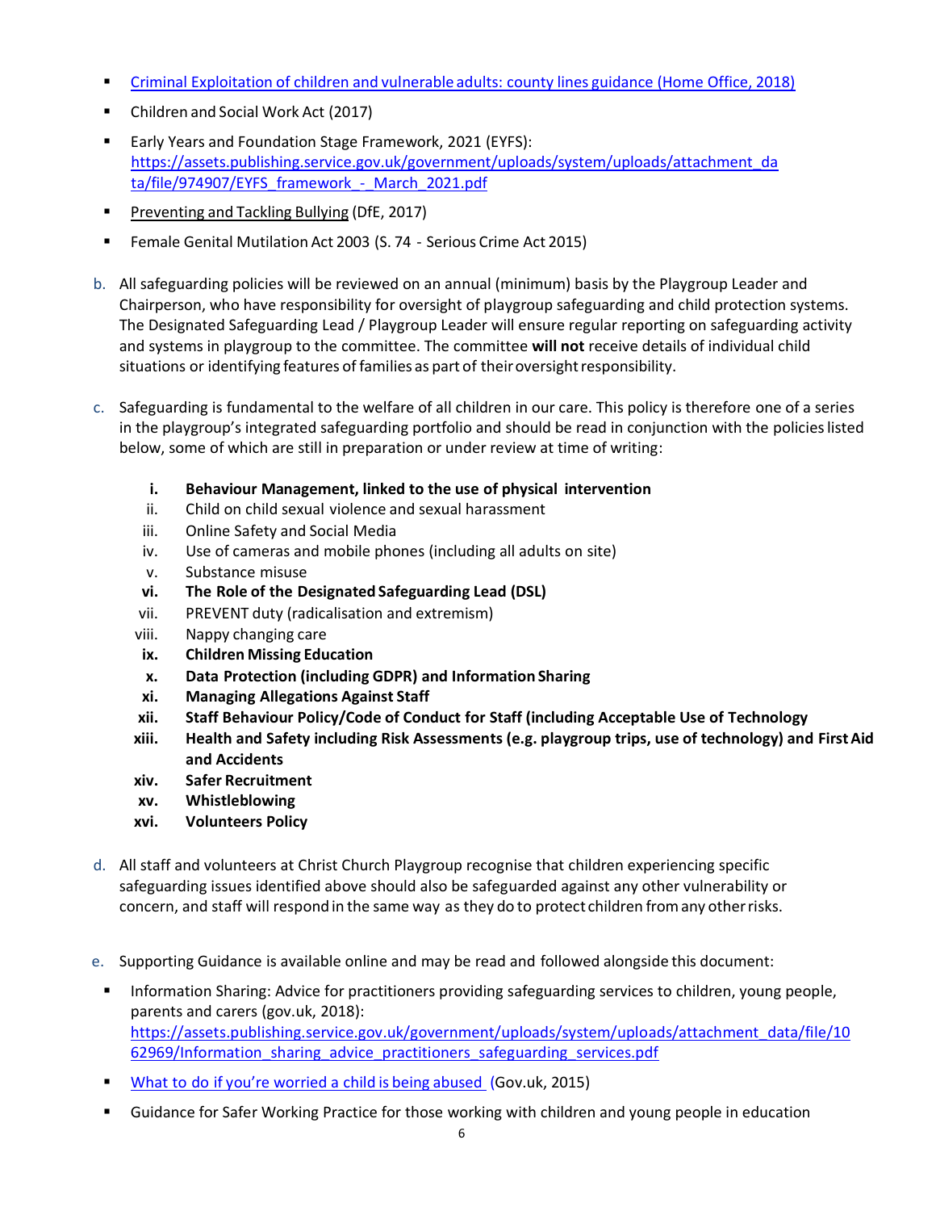- [Criminal Exploitation of children and vulnerable adults: county lines guidance (Home Office, 2018)]
- Children and Social Work Act (2017)
- Early Years and Foundation Stage Framework, 2021 (EYFS): https://assets.publishing.service.gov.uk/government/uploads/system/uploads/attachment_data/file/974907/EYFS_framework_-_March_2021.pdf
- Preventing and Tackling Bullying (DfE, 2017)
- Female Genital Mutilation Act 2003 (S. 74 - Serious Crime Act 2015)

b. All safeguarding policies will be reviewed on an annual (minimum) basis by the Playgroup Leader and Chairperson, who have responsibility for oversight of playgroup safeguarding and child protection systems. The Designated Safeguarding Lead / Playgroup Leader will ensure regular reporting on safeguarding activity and systems in playgroup to the committee. The committee **will not** receive details of individual child situations or identifying features of families as part of their oversight responsibility.

c. Safeguarding is fundamental to the welfare of all children in our care. This policy is therefore one of a series in the playgroup's integrated safeguarding portfolio and should be read in conjunction with the policies listed below, some of which are still in preparation or under review at time of writing:

   i. **Behaviour Management, linked to the use of physical intervention**
   ii. Child on child sexual violence and sexual harassment
   iii. Online Safety and Social Media
   iv. Use of cameras and mobile phones (including all adults on site)
   v. Substance misuse
   vi. **The Role of the Designated Safeguarding Lead (DSL)**
   vii. PREVENT duty (radicalisation and extremism)
   viii. Nappy changing care
   ix. **Children Missing Education**
   x. **Data Protection (including GDPR) and Information Sharing**
   xi. **Managing Allegations Against Staff**
   xii. **Staff Behaviour Policy/Code of Conduct for Staff (including Acceptable Use of Technology**
   xiii. **Health and Safety including Risk Assessments (e.g. playgroup trips, use of technology) and First Aid and Accidents**
   xiv. **Safer Recruitment**
   xv. **Whistleblowing**
   xvi. **Volunteers Policy**

d. All staff and volunteers at Christ Church Playgroup recognise that children experiencing specific safeguarding issues identified above should also be safeguarded against any other vulnerability or concern, and staff will respond in the same way as they do to protect children from any other risks.

e. Supporting Guidance is available online and may be read and followed alongside this document:

- Information Sharing: Advice for practitioners providing safeguarding services to children, young people, parents and carers (gov.uk, 2018): https://assets.publishing.service.gov.uk/government/uploads/system/uploads/attachment_data/file/1062969/Information_sharing_advice_practitioners_safeguarding_services.pdf
- What to do if you're worried a child is being abused (Gov.uk, 2015)
- Guidance for Safer Working Practice for those working with children and young people in education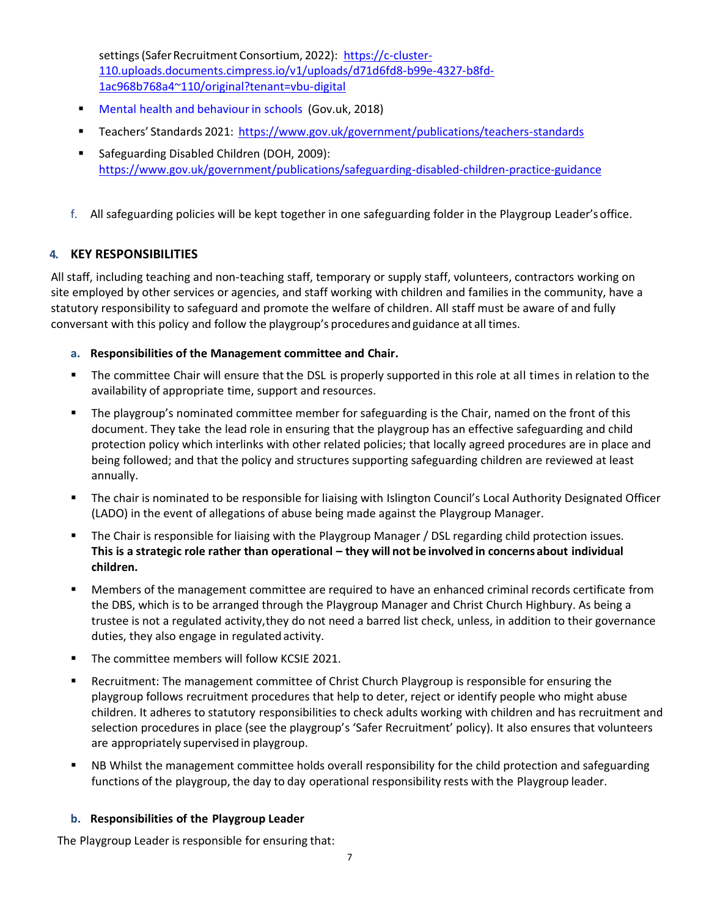settings (Safer Recruitment Consortium, 2022): [https://c-cluster-110.uploads.documents.cimpress.io/v1/uploads/d71d6fd8-b99e-4327-b8fd-1ac968b768a4~110/original?tenant=vbu-digital](https://c-cluster-110.uploads.documents.cimpress.io/v1/uploads/d71d6fd8-b99e-4327-b8fd-1ac968b768a4~110/original?tenant=vbu-digital)

- Mental health and behaviour in schools (Gov.uk, 2018)
- Teachers' Standards 2021: [https://www.gov.uk/government/publications/teachers-standards](https://www.gov.uk/government/publications/teachers-standards)
- Safeguarding Disabled Children (DOH, 2009): [https://www.gov.uk/government/publications/safeguarding-disabled-children-practice-guidance](https://www.gov.uk/government/publications/safeguarding-disabled-children-practice-guidance)

f. All safeguarding policies will be kept together in one safeguarding folder in the Playgroup Leader's office.

## 4. KEY RESPONSIBILITIES

All staff, including teaching and non-teaching staff, temporary or supply staff, volunteers, contractors working on site employed by other services or agencies, and staff working with children and families in the community, have a statutory responsibility to safeguard and promote the welfare of children. All staff must be aware of and fully conversant with this policy and follow the playgroup's procedures and guidance at all times.

### a. Responsibilities of the Management committee and Chair.

- The committee Chair will ensure that the DSL is properly supported in this role at all times in relation to the availability of appropriate time, support and resources.
- The playgroup's nominated committee member for safeguarding is the Chair, named on the front of this document. They take the lead role in ensuring that the playgroup has an effective safeguarding and child protection policy which interlinks with other related policies; that locally agreed procedures are in place and being followed; and that the policy and structures supporting safeguarding children are reviewed at least annually.
- The chair is nominated to be responsible for liaising with Islington Council's Local Authority Designated Officer (LADO) in the event of allegations of abuse being made against the Playgroup Manager.
- The Chair is responsible for liaising with the Playgroup Manager / DSL regarding child protection issues. **This is a strategic role rather than operational – they will not be involved in concerns about individual children.**
- Members of the management committee are required to have an enhanced criminal records certificate from the DBS, which is to be arranged through the Playgroup Manager and Christ Church Highbury. As being a trustee is not a regulated activity,they do not need a barred list check, unless, in addition to their governance duties, they also engage in regulated activity.
- The committee members will follow KCSIE 2021.
- Recruitment: The management committee of Christ Church Playgroup is responsible for ensuring the playgroup follows recruitment procedures that help to deter, reject or identify people who might abuse children. It adheres to statutory responsibilities to check adults working with children and has recruitment and selection procedures in place (see the playgroup's 'Safer Recruitment' policy). It also ensures that volunteers are appropriately supervised in playgroup.
- NB Whilst the management committee holds overall responsibility for the child protection and safeguarding functions of the playgroup, the day to day operational responsibility rests with the Playgroup leader.

### b. Responsibilities of the Playgroup Leader

The Playgroup Leader is responsible for ensuring that: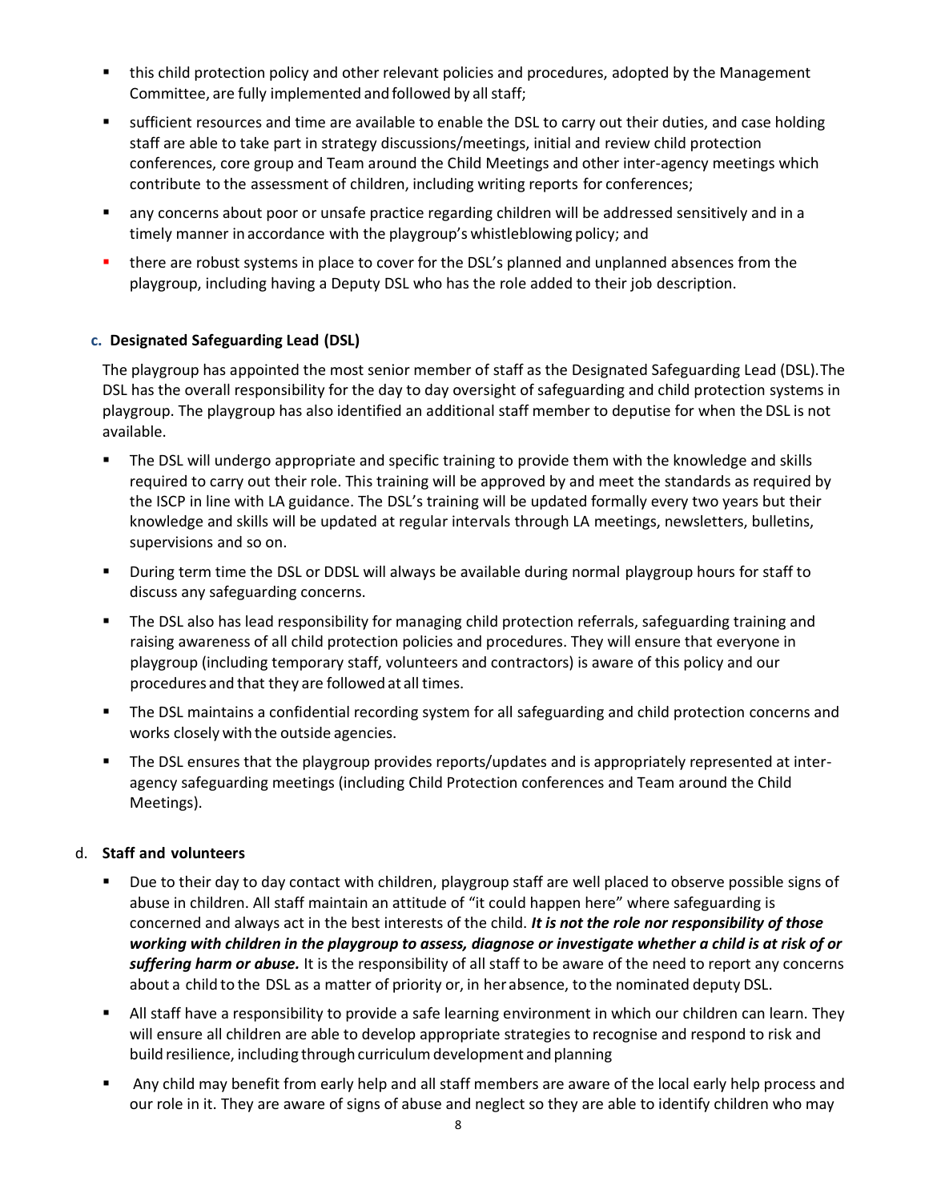- this child protection policy and other relevant policies and procedures, adopted by the Management Committee, are fully implemented and followed by all staff;
- sufficient resources and time are available to enable the DSL to carry out their duties, and case holding staff are able to take part in strategy discussions/meetings, initial and review child protection conferences, core group and Team around the Child Meetings and other inter-agency meetings which contribute to the assessment of children, including writing reports for conferences;
- any concerns about poor or unsafe practice regarding children will be addressed sensitively and in a timely manner in accordance with the playgroup's whistleblowing policy; and
- there are robust systems in place to cover for the DSL's planned and unplanned absences from the playgroup, including having a Deputy DSL who has the role added to their job description.

### c. Designated Safeguarding Lead (DSL)

The playgroup has appointed the most senior member of staff as the Designated Safeguarding Lead (DSL). The DSL has the overall responsibility for the day to day oversight of safeguarding and child protection systems in playgroup. The playgroup has also identified an additional staff member to deputise for when the DSL is not available.

- The DSL will undergo appropriate and specific training to provide them with the knowledge and skills required to carry out their role. This training will be approved by and meet the standards as required by the ISCP in line with LA guidance. The DSL's training will be updated formally every two years but their knowledge and skills will be updated at regular intervals through LA meetings, newsletters, bulletins, supervisions and so on.
- During term time the DSL or DDSL will always be available during normal playgroup hours for staff to discuss any safeguarding concerns.
- The DSL also has lead responsibility for managing child protection referrals, safeguarding training and raising awareness of all child protection policies and procedures. They will ensure that everyone in playgroup (including temporary staff, volunteers and contractors) is aware of this policy and our procedures and that they are followed at all times.
- The DSL maintains a confidential recording system for all safeguarding and child protection concerns and works closely with the outside agencies.
- The DSL ensures that the playgroup provides reports/updates and is appropriately represented at inter-agency safeguarding meetings (including Child Protection conferences and Team around the Child Meetings).

### d. Staff and volunteers

- Due to their day to day contact with children, playgroup staff are well placed to observe possible signs of abuse in children. All staff maintain an attitude of "it could happen here" where safeguarding is concerned and always act in the best interests of the child. ***It is not the role nor responsibility of those working with children in the playgroup to assess, diagnose or investigate whether a child is at risk of or suffering harm or abuse.*** It is the responsibility of all staff to be aware of the need to report any concerns about a child to the DSL as a matter of priority or, in her absence, to the nominated deputy DSL.
- All staff have a responsibility to provide a safe learning environment in which our children can learn. They will ensure all children are able to develop appropriate strategies to recognise and respond to risk and build resilience, including through curriculum development and planning
- Any child may benefit from early help and all staff members are aware of the local early help process and our role in it. They are aware of signs of abuse and neglect so they are able to identify children who may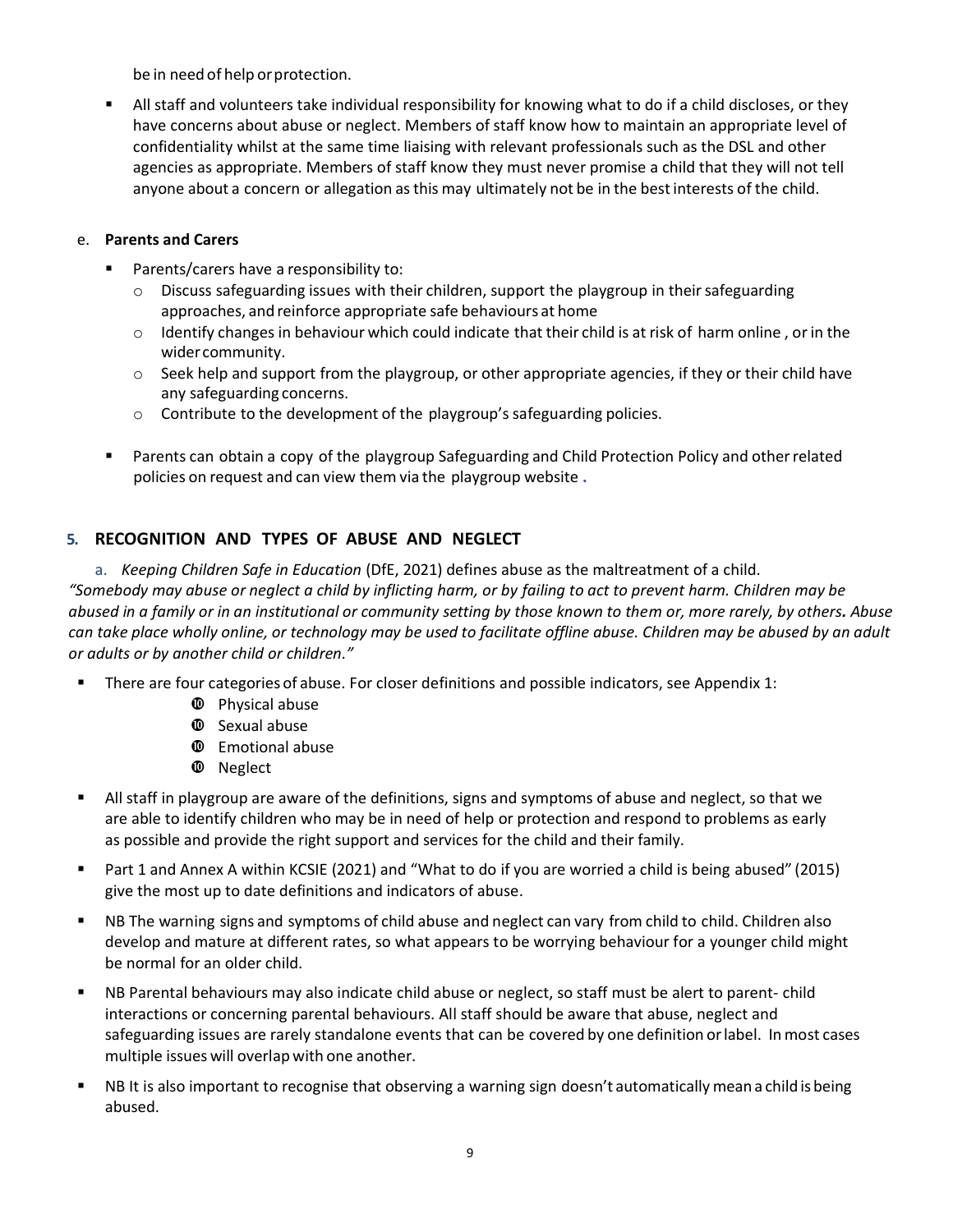be in need of help or protection.

- All staff and volunteers take individual responsibility for knowing what to do if a child discloses, or they have concerns about abuse or neglect. Members of staff know how to maintain an appropriate level of confidentiality whilst at the same time liaising with relevant professionals such as the DSL and other agencies as appropriate. Members of staff know they must never promise a child that they will not tell anyone about a concern or allegation as this may ultimately not be in the best interests of the child.

e. **Parents and Carers**

- Parents/carers have a responsibility to:
  - Discuss safeguarding issues with their children, support the playgroup in their safeguarding approaches, and reinforce appropriate safe behaviours at home
  - Identify changes in behaviour which could indicate that their child is at risk of harm online , or in the wider community.
  - Seek help and support from the playgroup, or other appropriate agencies, if they or their child have any safeguarding concerns.
  - Contribute to the development of the playgroup's safeguarding policies.

- Parents can obtain a copy of the playgroup Safeguarding and Child Protection Policy and other related policies on request and can view them via the playgroup website .

## 5. RECOGNITION AND TYPES OF ABUSE AND NEGLECT

a. *Keeping Children Safe in Education* (DfE, 2021) defines abuse as the maltreatment of a child. *"Somebody may abuse or neglect a child by inflicting harm, or by failing to act to prevent harm. Children may be abused in a family or in an institutional or community setting by those known to them or, more rarely, by others. Abuse can take place wholly online, or technology may be used to facilitate offline abuse. Children may be abused by an adult or adults or by another child or children."*

- There are four categories of abuse. For closer definitions and possible indicators, see Appendix 1:
  - Physical abuse
  - Sexual abuse
  - Emotional abuse
  - Neglect

- All staff in playgroup are aware of the definitions, signs and symptoms of abuse and neglect, so that we are able to identify children who may be in need of help or protection and respond to problems as early as possible and provide the right support and services for the child and their family.

- Part 1 and Annex A within KCSIE (2021) and "What to do if you are worried a child is being abused" (2015) give the most up to date definitions and indicators of abuse.

- NB The warning signs and symptoms of child abuse and neglect can vary from child to child. Children also develop and mature at different rates, so what appears to be worrying behaviour for a younger child might be normal for an older child.

- NB Parental behaviours may also indicate child abuse or neglect, so staff must be alert to parent- child interactions or concerning parental behaviours. All staff should be aware that abuse, neglect and safeguarding issues are rarely standalone events that can be covered by one definition or label. In most cases multiple issues will overlap with one another.

- NB It is also important to recognise that observing a warning sign doesn't automatically mean a child is being abused.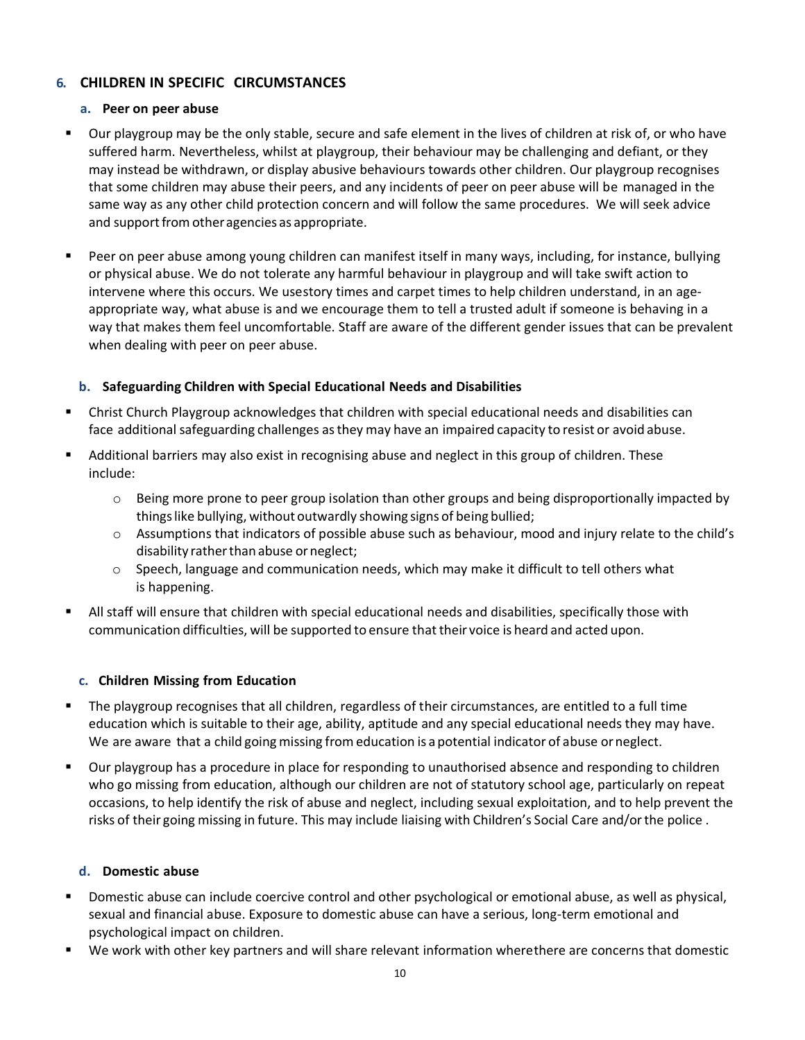## 6. CHILDREN IN SPECIFIC CIRCUMSTANCES

### a. Peer on peer abuse

- Our playgroup may be the only stable, secure and safe element in the lives of children at risk of, or who have suffered harm. Nevertheless, whilst at playgroup, their behaviour may be challenging and defiant, or they may instead be withdrawn, or display abusive behaviours towards other children. Our playgroup recognises that some children may abuse their peers, and any incidents of peer on peer abuse will be managed in the same way as any other child protection concern and will follow the same procedures. We will seek advice and support from other agencies as appropriate.

- Peer on peer abuse among young children can manifest itself in many ways, including, for instance, bullying or physical abuse. We do not tolerate any harmful behaviour in playgroup and will take swift action to intervene where this occurs. We usestory times and carpet times to help children understand, in an age-appropriate way, what abuse is and we encourage them to tell a trusted adult if someone is behaving in a way that makes them feel uncomfortable. Staff are aware of the different gender issues that can be prevalent when dealing with peer on peer abuse.

### b. Safeguarding Children with Special Educational Needs and Disabilities

- Christ Church Playgroup acknowledges that children with special educational needs and disabilities can face additional safeguarding challenges as they may have an impaired capacity to resist or avoid abuse.
- Additional barriers may also exist in recognising abuse and neglect in this group of children. These include:
  - Being more prone to peer group isolation than other groups and being disproportionally impacted by things like bullying, without outwardly showing signs of being bullied;
  - Assumptions that indicators of possible abuse such as behaviour, mood and injury relate to the child's disability rather than abuse or neglect;
  - Speech, language and communication needs, which may make it difficult to tell others what is happening.
- All staff will ensure that children with special educational needs and disabilities, specifically those with communication difficulties, will be supported to ensure that their voice is heard and acted upon.

### c. Children Missing from Education

- The playgroup recognises that all children, regardless of their circumstances, are entitled to a full time education which is suitable to their age, ability, aptitude and any special educational needs they may have. We are aware that a child going missing from education is a potential indicator of abuse or neglect.
- Our playgroup has a procedure in place for responding to unauthorised absence and responding to children who go missing from education, although our children are not of statutory school age, particularly on repeat occasions, to help identify the risk of abuse and neglect, including sexual exploitation, and to help prevent the risks of their going missing in future. This may include liaising with Children's Social Care and/or the police .

### d. Domestic abuse

- Domestic abuse can include coercive control and other psychological or emotional abuse, as well as physical, sexual and financial abuse. Exposure to domestic abuse can have a serious, long-term emotional and psychological impact on children.
- We work with other key partners and will share relevant information wherethere are concerns that domestic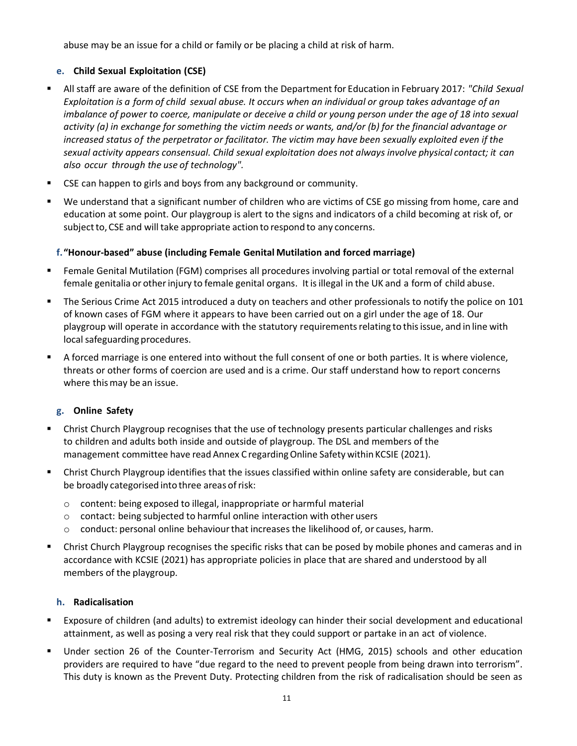abuse may be an issue for a child or family or be placing a child at risk of harm.

### e. Child Sexual Exploitation (CSE)

- All staff are aware of the definition of CSE from the Department for Education in February 2017: *"Child Sexual Exploitation is a form of child sexual abuse. It occurs when an individual or group takes advantage of an imbalance of power to coerce, manipulate or deceive a child or young person under the age of 18 into sexual activity (a) in exchange for something the victim needs or wants, and/or (b) for the financial advantage or increased status of the perpetrator or facilitator. The victim may have been sexually exploited even if the sexual activity appears consensual. Child sexual exploitation does not always involve physical contact; it can also occur through the use of technology".*
- CSE can happen to girls and boys from any background or community.
- We understand that a significant number of children who are victims of CSE go missing from home, care and education at some point. Our playgroup is alert to the signs and indicators of a child becoming at risk of, or subject to, CSE and will take appropriate action to respond to any concerns.

### f. "Honour-based" abuse (including Female Genital Mutilation and forced marriage)

- Female Genital Mutilation (FGM) comprises all procedures involving partial or total removal of the external female genitalia or other injury to female genital organs. It is illegal in the UK and a form of child abuse.
- The Serious Crime Act 2015 introduced a duty on teachers and other professionals to notify the police on 101 of known cases of FGM where it appears to have been carried out on a girl under the age of 18. Our playgroup will operate in accordance with the statutory requirements relating to this issue, and in line with local safeguarding procedures.
- A forced marriage is one entered into without the full consent of one or both parties. It is where violence, threats or other forms of coercion are used and is a crime. Our staff understand how to report concerns where this may be an issue.

### g. Online Safety

- Christ Church Playgroup recognises that the use of technology presents particular challenges and risks to children and adults both inside and outside of playgroup. The DSL and members of the management committee have read Annex C regarding Online Safety within KCSIE (2021).
- Christ Church Playgroup identifies that the issues classified within online safety are considerable, but can be broadly categorised into three areas of risk:
  - content: being exposed to illegal, inappropriate or harmful material
  - contact: being subjected to harmful online interaction with other users
  - conduct: personal online behaviour that increases the likelihood of, or causes, harm.
- Christ Church Playgroup recognises the specific risks that can be posed by mobile phones and cameras and in accordance with KCSIE (2021) has appropriate policies in place that are shared and understood by all members of the playgroup.

### h. Radicalisation

- Exposure of children (and adults) to extremist ideology can hinder their social development and educational attainment, as well as posing a very real risk that they could support or partake in an act of violence.
- Under section 26 of the Counter-Terrorism and Security Act (HMG, 2015) schools and other education providers are required to have "due regard to the need to prevent people from being drawn into terrorism". This duty is known as the Prevent Duty. Protecting children from the risk of radicalisation should be seen as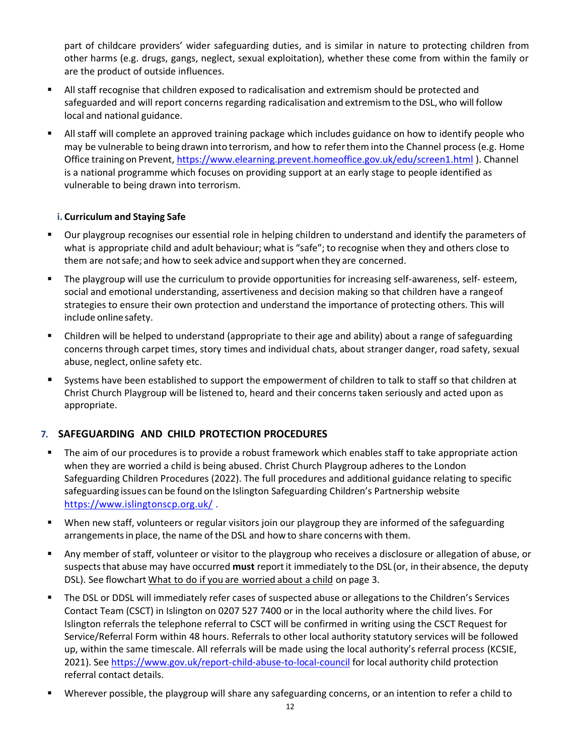part of childcare providers' wider safeguarding duties, and is similar in nature to protecting children from other harms (e.g. drugs, gangs, neglect, sexual exploitation), whether these come from within the family or are the product of outside influences.

- All staff recognise that children exposed to radicalisation and extremism should be protected and safeguarded and will report concerns regarding radicalisation and extremism to the DSL, who will follow local and national guidance.
- All staff will complete an approved training package which includes guidance on how to identify people who may be vulnerable to being drawn into terrorism, and how to refer them into the Channel process (e.g. Home Office training on Prevent, https://www.elearning.prevent.homeoffice.gov.uk/edu/screen1.html ). Channel is a national programme which focuses on providing support at an early stage to people identified as vulnerable to being drawn into terrorism.

### i. Curriculum and Staying Safe

- Our playgroup recognises our essential role in helping children to understand and identify the parameters of what is appropriate child and adult behaviour; what is "safe"; to recognise when they and others close to them are not safe; and how to seek advice and support when they are concerned.
- The playgroup will use the curriculum to provide opportunities for increasing self-awareness, self- esteem, social and emotional understanding, assertiveness and decision making so that children have a rangeof strategies to ensure their own protection and understand the importance of protecting others. This will include online safety.
- Children will be helped to understand (appropriate to their age and ability) about a range of safeguarding concerns through carpet times, story times and individual chats, about stranger danger, road safety, sexual abuse, neglect, online safety etc.
- Systems have been established to support the empowerment of children to talk to staff so that children at Christ Church Playgroup will be listened to, heard and their concerns taken seriously and acted upon as appropriate.

## 7. SAFEGUARDING AND CHILD PROTECTION PROCEDURES

- The aim of our procedures is to provide a robust framework which enables staff to take appropriate action when they are worried a child is being abused. Christ Church Playgroup adheres to the London Safeguarding Children Procedures (2022). The full procedures and additional guidance relating to specific safeguarding issues can be found on the Islington Safeguarding Children's Partnership website https://www.islingtonscp.org.uk/ .
- When new staff, volunteers or regular visitors join our playgroup they are informed of the safeguarding arrangements in place, the name of the DSL and how to share concerns with them.
- Any member of staff, volunteer or visitor to the playgroup who receives a disclosure or allegation of abuse, or suspects that abuse may have occurred **must** report it immediately to the DSL (or, in their absence, the deputy DSL). See flowchart What to do if you are worried about a child on page 3.
- The DSL or DDSL will immediately refer cases of suspected abuse or allegations to the Children's Services Contact Team (CSCT) in Islington on 0207 527 7400 or in the local authority where the child lives. For Islington referrals the telephone referral to CSCT will be confirmed in writing using the CSCT Request for Service/Referral Form within 48 hours. Referrals to other local authority statutory services will be followed up, within the same timescale. All referrals will be made using the local authority's referral process (KCSIE, 2021). See https://www.gov.uk/report-child-abuse-to-local-council for local authority child protection referral contact details.
- Wherever possible, the playgroup will share any safeguarding concerns, or an intention to refer a child to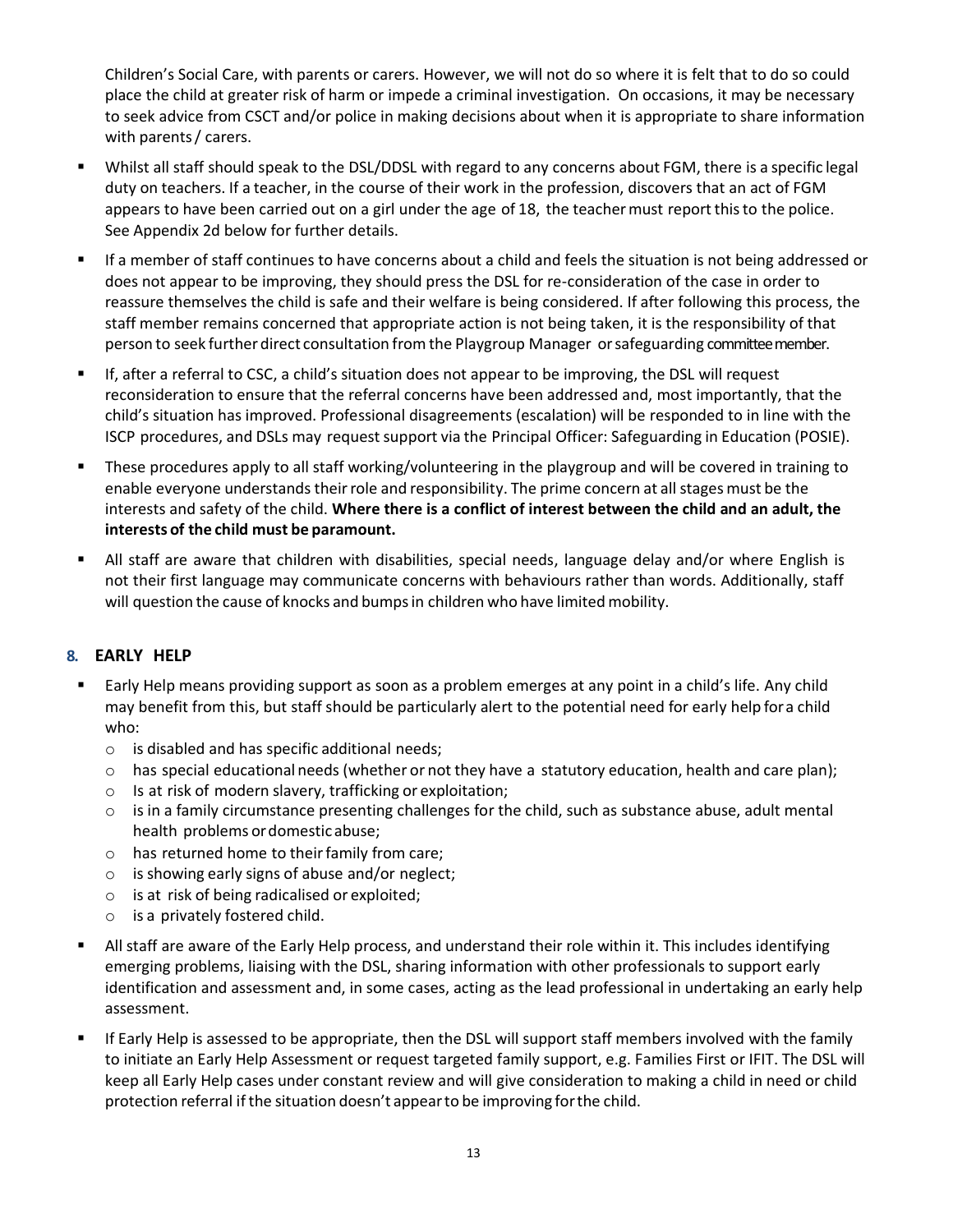Children's Social Care, with parents or carers. However, we will not do so where it is felt that to do so could place the child at greater risk of harm or impede a criminal investigation. On occasions, it may be necessary to seek advice from CSCT and/or police in making decisions about when it is appropriate to share information with parents / carers.

- Whilst all staff should speak to the DSL/DDSL with regard to any concerns about FGM, there is a specific legal duty on teachers. If a teacher, in the course of their work in the profession, discovers that an act of FGM appears to have been carried out on a girl under the age of 18, the teacher must report this to the police. See Appendix 2d below for further details.
- If a member of staff continues to have concerns about a child and feels the situation is not being addressed or does not appear to be improving, they should press the DSL for re-consideration of the case in order to reassure themselves the child is safe and their welfare is being considered. If after following this process, the staff member remains concerned that appropriate action is not being taken, it is the responsibility of that person to seek further direct consultation from the Playgroup Manager or safeguarding committee member.
- If, after a referral to CSC, a child's situation does not appear to be improving, the DSL will request reconsideration to ensure that the referral concerns have been addressed and, most importantly, that the child's situation has improved. Professional disagreements (escalation) will be responded to in line with the ISCP procedures, and DSLs may request support via the Principal Officer: Safeguarding in Education (POSIE).
- These procedures apply to all staff working/volunteering in the playgroup and will be covered in training to enable everyone understands their role and responsibility. The prime concern at all stages must be the interests and safety of the child. **Where there is a conflict of interest between the child and an adult, the interests of the child must be paramount.**
- All staff are aware that children with disabilities, special needs, language delay and/or where English is not their first language may communicate concerns with behaviours rather than words. Additionally, staff will question the cause of knocks and bumps in children who have limited mobility.

## 8. EARLY HELP

- Early Help means providing support as soon as a problem emerges at any point in a child's life. Any child may benefit from this, but staff should be particularly alert to the potential need for early help for a child who:
  - is disabled and has specific additional needs;
  - has special educational needs (whether or not they have a statutory education, health and care plan);
  - Is at risk of modern slavery, trafficking or exploitation;
  - is in a family circumstance presenting challenges for the child, such as substance abuse, adult mental health problems or domestic abuse;
  - has returned home to their family from care;
  - is showing early signs of abuse and/or neglect;
  - is at risk of being radicalised or exploited;
  - is a privately fostered child.
- All staff are aware of the Early Help process, and understand their role within it. This includes identifying emerging problems, liaising with the DSL, sharing information with other professionals to support early identification and assessment and, in some cases, acting as the lead professional in undertaking an early help assessment.
- If Early Help is assessed to be appropriate, then the DSL will support staff members involved with the family to initiate an Early Help Assessment or request targeted family support, e.g. Families First or IFIT. The DSL will keep all Early Help cases under constant review and will give consideration to making a child in need or child protection referral if the situation doesn't appear to be improving for the child.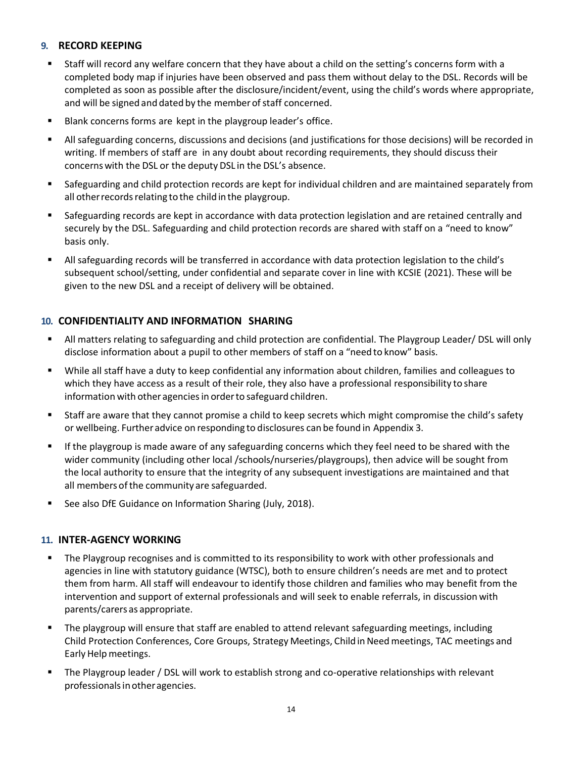## 9. RECORD KEEPING

- Staff will record any welfare concern that they have about a child on the setting's concerns form with a completed body map if injuries have been observed and pass them without delay to the DSL. Records will be completed as soon as possible after the disclosure/incident/event, using the child's words where appropriate, and will be signed and dated by the member of staff concerned.
- Blank concerns forms are kept in the playgroup leader's office.
- All safeguarding concerns, discussions and decisions (and justifications for those decisions) will be recorded in writing. If members of staff are in any doubt about recording requirements, they should discuss their concerns with the DSL or the deputy DSL in the DSL's absence.
- Safeguarding and child protection records are kept for individual children and are maintained separately from all other records relating to the child in the playgroup.
- Safeguarding records are kept in accordance with data protection legislation and are retained centrally and securely by the DSL. Safeguarding and child protection records are shared with staff on a "need to know" basis only.
- All safeguarding records will be transferred in accordance with data protection legislation to the child's subsequent school/setting, under confidential and separate cover in line with KCSIE (2021). These will be given to the new DSL and a receipt of delivery will be obtained.

## 10. CONFIDENTIALITY AND INFORMATION SHARING

- All matters relating to safeguarding and child protection are confidential. The Playgroup Leader/ DSL will only disclose information about a pupil to other members of staff on a "need to know" basis.
- While all staff have a duty to keep confidential any information about children, families and colleagues to which they have access as a result of their role, they also have a professional responsibility to share information with other agencies in order to safeguard children.
- Staff are aware that they cannot promise a child to keep secrets which might compromise the child's safety or wellbeing. Further advice on responding to disclosures can be found in Appendix 3.
- If the playgroup is made aware of any safeguarding concerns which they feel need to be shared with the wider community (including other local /schools/nurseries/playgroups), then advice will be sought from the local authority to ensure that the integrity of any subsequent investigations are maintained and that all members of the community are safeguarded.
- See also DfE Guidance on Information Sharing (July, 2018).

## 11. INTER-AGENCY WORKING

- The Playgroup recognises and is committed to its responsibility to work with other professionals and agencies in line with statutory guidance (WTSC), both to ensure children's needs are met and to protect them from harm. All staff will endeavour to identify those children and families who may benefit from the intervention and support of external professionals and will seek to enable referrals, in discussion with parents/carers as appropriate.
- The playgroup will ensure that staff are enabled to attend relevant safeguarding meetings, including Child Protection Conferences, Core Groups, Strategy Meetings, Child in Need meetings, TAC meetings and Early Help meetings.
- The Playgroup leader / DSL will work to establish strong and co-operative relationships with relevant professionals in other agencies.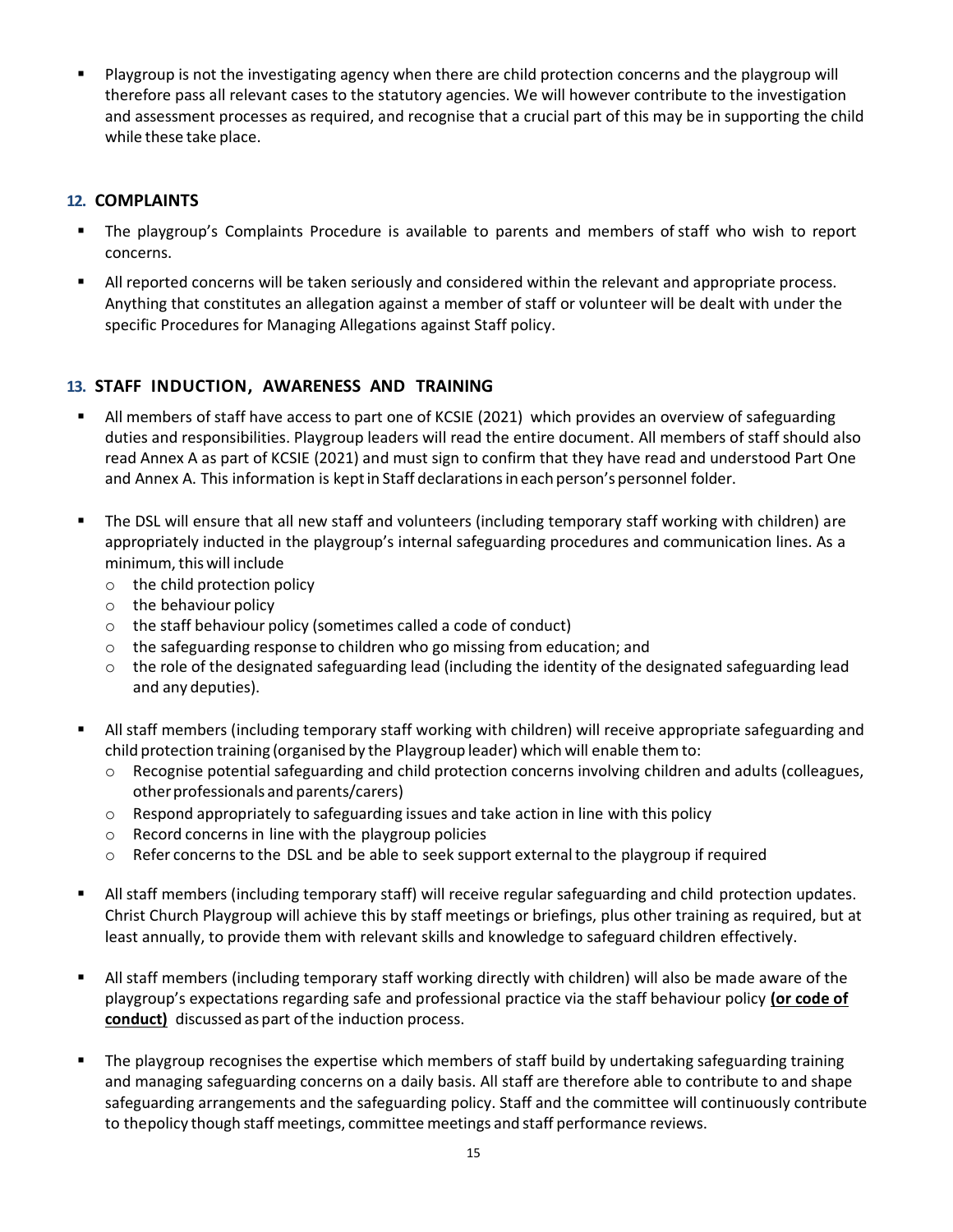- Playgroup is not the investigating agency when there are child protection concerns and the playgroup will therefore pass all relevant cases to the statutory agencies. We will however contribute to the investigation and assessment processes as required, and recognise that a crucial part of this may be in supporting the child while these take place.

## 12. COMPLAINTS

- The playgroup's Complaints Procedure is available to parents and members of staff who wish to report concerns.
- All reported concerns will be taken seriously and considered within the relevant and appropriate process. Anything that constitutes an allegation against a member of staff or volunteer will be dealt with under the specific Procedures for Managing Allegations against Staff policy.

## 13. STAFF INDUCTION, AWARENESS AND TRAINING

- All members of staff have access to part one of KCSIE (2021) which provides an overview of safeguarding duties and responsibilities. Playgroup leaders will read the entire document. All members of staff should also read Annex A as part of KCSIE (2021) and must sign to confirm that they have read and understood Part One and Annex A. This information is kept in Staff declarations in each person's personnel folder.

- The DSL will ensure that all new staff and volunteers (including temporary staff working with children) are appropriately inducted in the playgroup's internal safeguarding procedures and communication lines. As a minimum, this will include
  - the child protection policy
  - the behaviour policy
  - the staff behaviour policy (sometimes called a code of conduct)
  - the safeguarding response to children who go missing from education; and
  - the role of the designated safeguarding lead (including the identity of the designated safeguarding lead and any deputies).

- All staff members (including temporary staff working with children) will receive appropriate safeguarding and child protection training (organised by the Playgroup leader) which will enable them to:
  - Recognise potential safeguarding and child protection concerns involving children and adults (colleagues, other professionals and parents/carers)
  - Respond appropriately to safeguarding issues and take action in line with this policy
  - Record concerns in line with the playgroup policies
  - Refer concerns to the DSL and be able to seek support external to the playgroup if required

- All staff members (including temporary staff) will receive regular safeguarding and child protection updates. Christ Church Playgroup will achieve this by staff meetings or briefings, plus other training as required, but at least annually, to provide them with relevant skills and knowledge to safeguard children effectively.

- All staff members (including temporary staff working directly with children) will also be made aware of the playgroup's expectations regarding safe and professional practice via the staff behaviour policy **(or code of conduct)** discussed as part of the induction process.

- The playgroup recognises the expertise which members of staff build by undertaking safeguarding training and managing safeguarding concerns on a daily basis. All staff are therefore able to contribute to and shape safeguarding arrangements and the safeguarding policy. Staff and the committee will continuously contribute to thepolicy though staff meetings, committee meetings and staff performance reviews.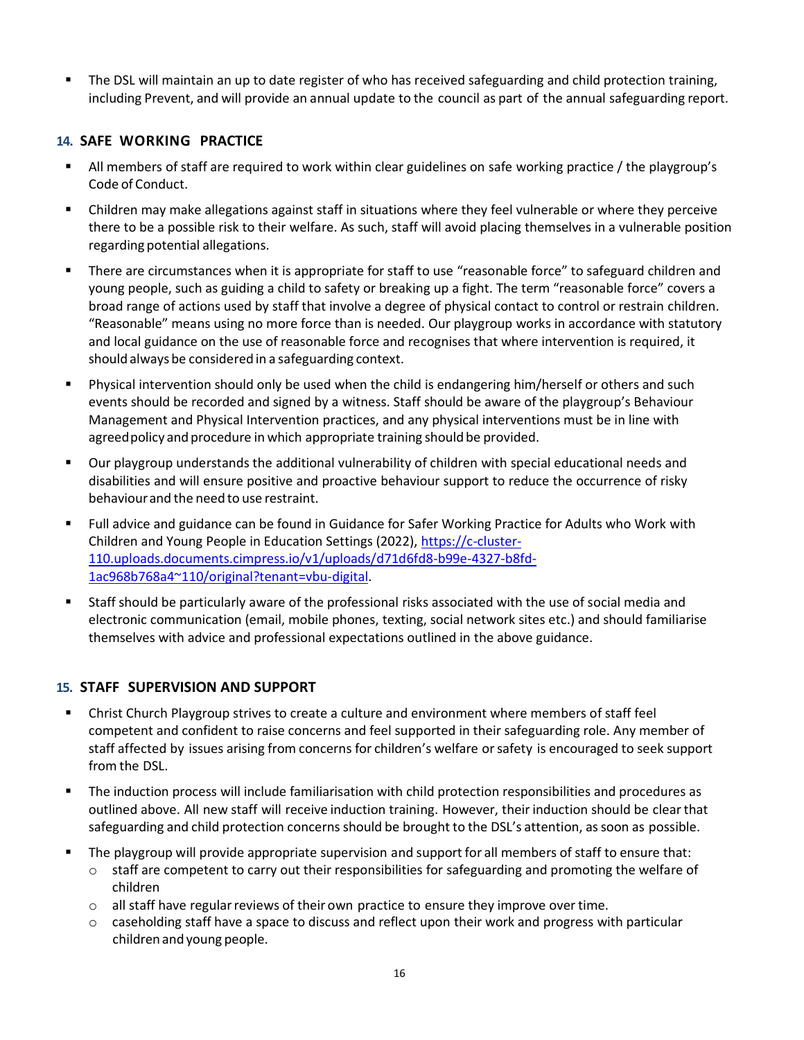- The DSL will maintain an up to date register of who has received safeguarding and child protection training, including Prevent, and will provide an annual update to the council as part of the annual safeguarding report.

## 14. SAFE WORKING PRACTICE

- All members of staff are required to work within clear guidelines on safe working practice / the playgroup's Code of Conduct.
- Children may make allegations against staff in situations where they feel vulnerable or where they perceive there to be a possible risk to their welfare. As such, staff will avoid placing themselves in a vulnerable position regarding potential allegations.
- There are circumstances when it is appropriate for staff to use "reasonable force" to safeguard children and young people, such as guiding a child to safety or breaking up a fight. The term "reasonable force" covers a broad range of actions used by staff that involve a degree of physical contact to control or restrain children. "Reasonable" means using no more force than is needed. Our playgroup works in accordance with statutory and local guidance on the use of reasonable force and recognises that where intervention is required, it should always be considered in a safeguarding context.
- Physical intervention should only be used when the child is endangering him/herself or others and such events should be recorded and signed by a witness. Staff should be aware of the playgroup's Behaviour Management and Physical Intervention practices, and any physical interventions must be in line with agreed policy and procedure in which appropriate training should be provided.
- Our playgroup understands the additional vulnerability of children with special educational needs and disabilities and will ensure positive and proactive behaviour support to reduce the occurrence of risky behaviour and the need to use restraint.
- Full advice and guidance can be found in Guidance for Safer Working Practice for Adults who Work with Children and Young People in Education Settings (2022), [https://c-cluster-110.uploads.documents.cimpress.io/v1/uploads/d71d6fd8-b99e-4327-b8fd-1ac968b768a4~110/original?tenant=vbu-digital](https://c-cluster-110.uploads.documents.cimpress.io/v1/uploads/d71d6fd8-b99e-4327-b8fd-1ac968b768a4~110/original?tenant=vbu-digital).
- Staff should be particularly aware of the professional risks associated with the use of social media and electronic communication (email, mobile phones, texting, social network sites etc.) and should familiarise themselves with advice and professional expectations outlined in the above guidance.

## 15. STAFF SUPERVISION AND SUPPORT

- Christ Church Playgroup strives to create a culture and environment where members of staff feel competent and confident to raise concerns and feel supported in their safeguarding role. Any member of staff affected by issues arising from concerns for children's welfare or safety is encouraged to seek support from the DSL.
- The induction process will include familiarisation with child protection responsibilities and procedures as outlined above. All new staff will receive induction training. However, their induction should be clear that safeguarding and child protection concerns should be brought to the DSL's attention, as soon as possible.
- The playgroup will provide appropriate supervision and support for all members of staff to ensure that:
  - staff are competent to carry out their responsibilities for safeguarding and promoting the welfare of children
  - all staff have regular reviews of their own practice to ensure they improve over time.
  - caseholding staff have a space to discuss and reflect upon their work and progress with particular children and young people.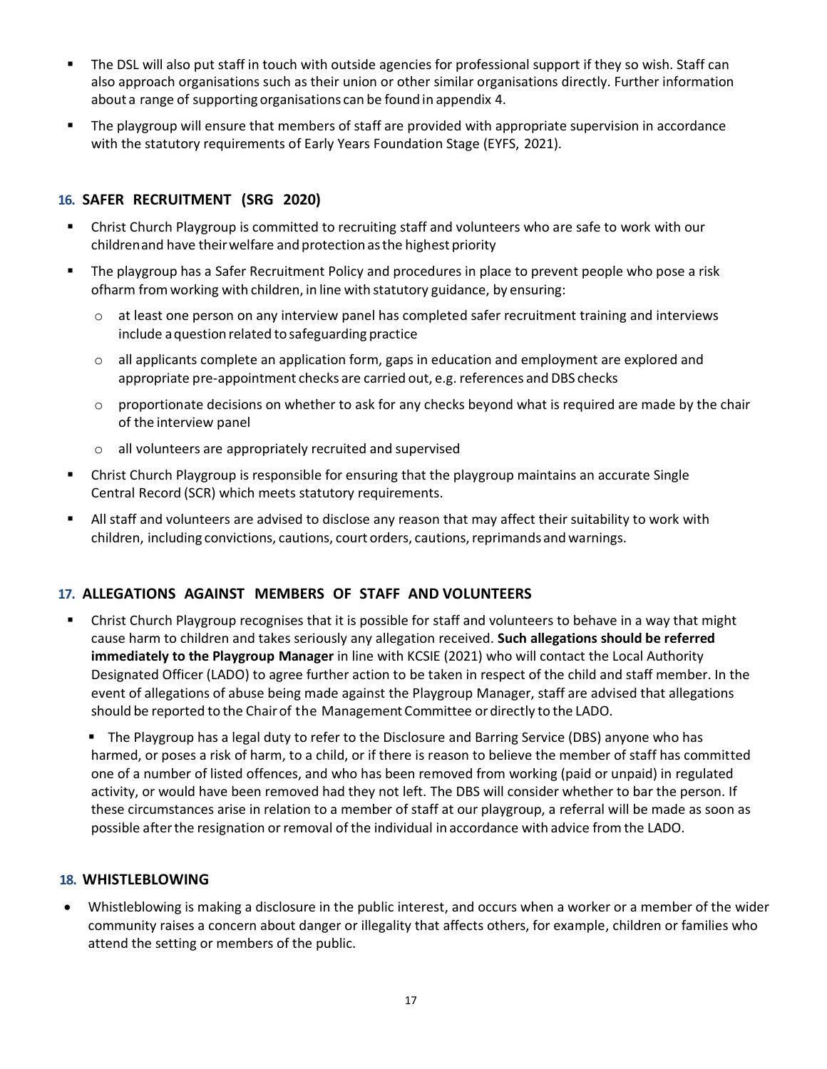- The DSL will also put staff in touch with outside agencies for professional support if they so wish. Staff can also approach organisations such as their union or other similar organisations directly. Further information about a range of supporting organisations can be found in appendix 4.
- The playgroup will ensure that members of staff are provided with appropriate supervision in accordance with the statutory requirements of Early Years Foundation Stage (EYFS, 2021).

## 16. SAFER RECRUITMENT (SRG 2020)

- Christ Church Playgroup is committed to recruiting staff and volunteers who are safe to work with our children and have their welfare and protection as the highest priority
- The playgroup has a Safer Recruitment Policy and procedures in place to prevent people who pose a risk of harm from working with children, in line with statutory guidance, by ensuring:
  - at least one person on any interview panel has completed safer recruitment training and interviews include a question related to safeguarding practice
  - all applicants complete an application form, gaps in education and employment are explored and appropriate pre-appointment checks are carried out, e.g. references and DBS checks
  - proportionate decisions on whether to ask for any checks beyond what is required are made by the chair of the interview panel
  - all volunteers are appropriately recruited and supervised
- Christ Church Playgroup is responsible for ensuring that the playgroup maintains an accurate Single Central Record (SCR) which meets statutory requirements.
- All staff and volunteers are advised to disclose any reason that may affect their suitability to work with children, including convictions, cautions, court orders, cautions, reprimands and warnings.

## 17. ALLEGATIONS AGAINST MEMBERS OF STAFF AND VOLUNTEERS

- Christ Church Playgroup recognises that it is possible for staff and volunteers to behave in a way that might cause harm to children and takes seriously any allegation received. **Such allegations should be referred immediately to the Playgroup Manager** in line with KCSIE (2021) who will contact the Local Authority Designated Officer (LADO) to agree further action to be taken in respect of the child and staff member. In the event of allegations of abuse being made against the Playgroup Manager, staff are advised that allegations should be reported to the Chair of the Management Committee or directly to the LADO.
  - The Playgroup has a legal duty to refer to the Disclosure and Barring Service (DBS) anyone who has harmed, or poses a risk of harm, to a child, or if there is reason to believe the member of staff has committed one of a number of listed offences, and who has been removed from working (paid or unpaid) in regulated activity, or would have been removed had they not left. The DBS will consider whether to bar the person. If these circumstances arise in relation to a member of staff at our playgroup, a referral will be made as soon as possible after the resignation or removal of the individual in accordance with advice from the LADO.

## 18. WHISTLEBLOWING

- Whistleblowing is making a disclosure in the public interest, and occurs when a worker or a member of the wider community raises a concern about danger or illegality that affects others, for example, children or families who attend the setting or members of the public.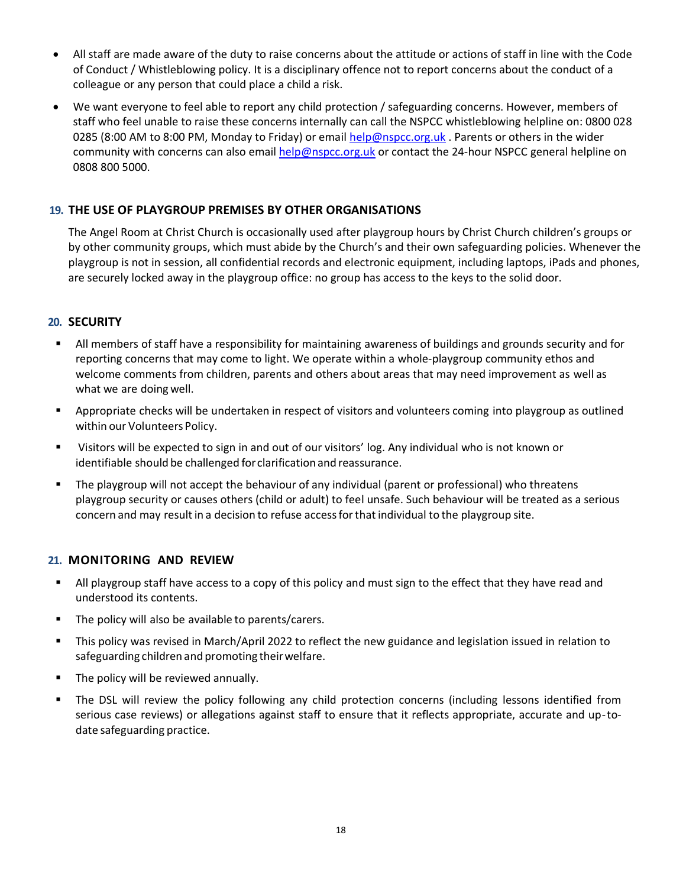- All staff are made aware of the duty to raise concerns about the attitude or actions of staff in line with the Code of Conduct / Whistleblowing policy. It is a disciplinary offence not to report concerns about the conduct of a colleague or any person that could place a child a risk.
- We want everyone to feel able to report any child protection / safeguarding concerns. However, members of staff who feel unable to raise these concerns internally can call the NSPCC whistleblowing helpline on: 0800 028 0285 (8:00 AM to 8:00 PM, Monday to Friday) or email help@nspcc.org.uk . Parents or others in the wider community with concerns can also email help@nspcc.org.uk or contact the 24-hour NSPCC general helpline on 0808 800 5000.

## 19. THE USE OF PLAYGROUP PREMISES BY OTHER ORGANISATIONS

The Angel Room at Christ Church is occasionally used after playgroup hours by Christ Church children's groups or by other community groups, which must abide by the Church's and their own safeguarding policies. Whenever the playgroup is not in session, all confidential records and electronic equipment, including laptops, iPads and phones, are securely locked away in the playgroup office: no group has access to the keys to the solid door.

## 20. SECURITY

- All members of staff have a responsibility for maintaining awareness of buildings and grounds security and for reporting concerns that may come to light. We operate within a whole-playgroup community ethos and welcome comments from children, parents and others about areas that may need improvement as well as what we are doing well.
- Appropriate checks will be undertaken in respect of visitors and volunteers coming into playgroup as outlined within our Volunteers Policy.
- Visitors will be expected to sign in and out of our visitors' log. Any individual who is not known or identifiable should be challenged for clarification and reassurance.
- The playgroup will not accept the behaviour of any individual (parent or professional) who threatens playgroup security or causes others (child or adult) to feel unsafe. Such behaviour will be treated as a serious concern and may result in a decision to refuse access for that individual to the playgroup site.

## 21. MONITORING AND REVIEW

- All playgroup staff have access to a copy of this policy and must sign to the effect that they have read and understood its contents.
- The policy will also be available to parents/carers.
- This policy was revised in March/April 2022 to reflect the new guidance and legislation issued in relation to safeguarding children and promoting their welfare.
- The policy will be reviewed annually.
- The DSL will review the policy following any child protection concerns (including lessons identified from serious case reviews) or allegations against staff to ensure that it reflects appropriate, accurate and up-to-date safeguarding practice.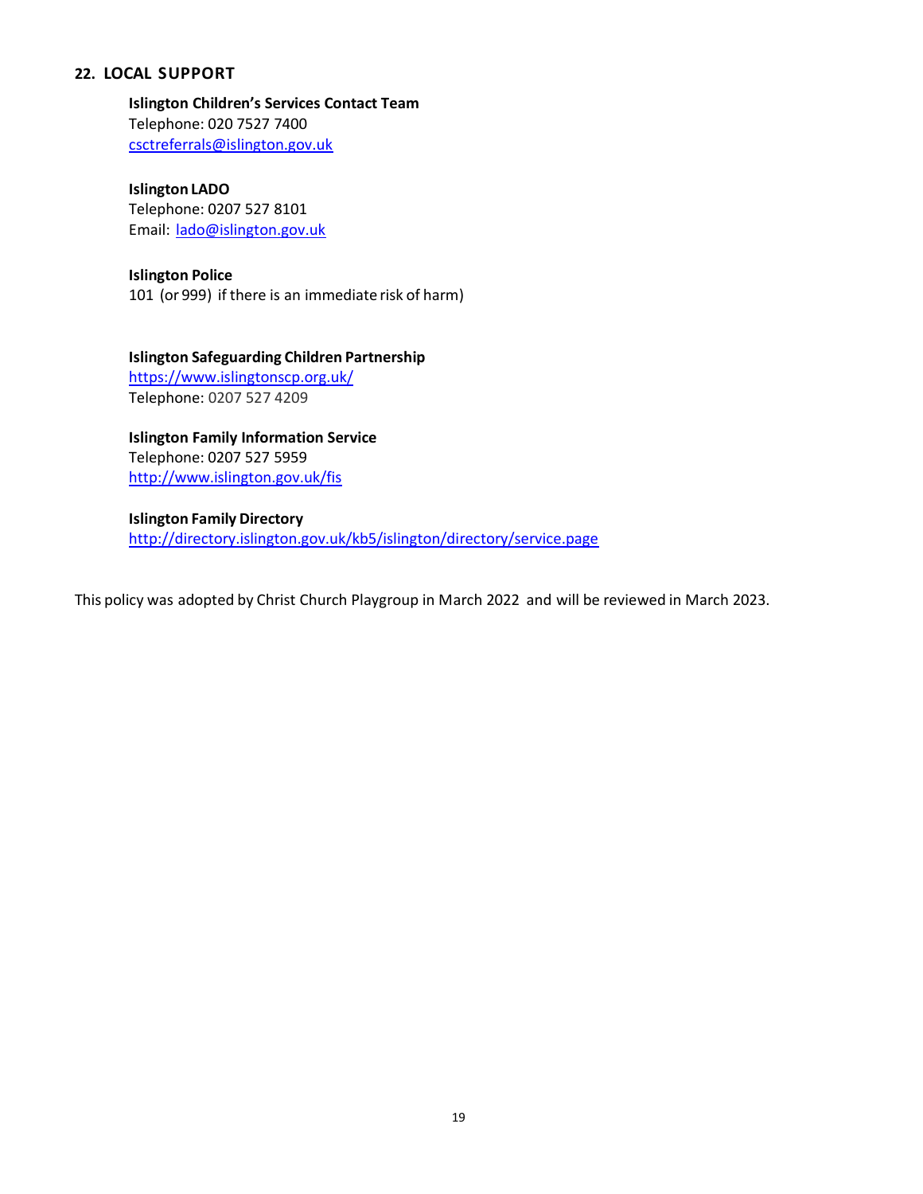## 22. LOCAL SUPPORT

**Islington Children's Services Contact Team**
Telephone: 020 7527 7400
csctreferrals@islington.gov.uk

**Islington LADO**
Telephone: 0207 527 8101
Email: lado@islington.gov.uk

**Islington Police**
101 (or 999) if there is an immediate risk of harm)

**Islington Safeguarding Children Partnership**
https://www.islingtonscp.org.uk/
Telephone: 0207 527 4209

**Islington Family Information Service**
Telephone: 0207 527 5959
http://www.islington.gov.uk/fis

**Islington Family Directory**
http://directory.islington.gov.uk/kb5/islington/directory/service.page

This policy was adopted by Christ Church Playgroup in March 2022 and will be reviewed in March 2023.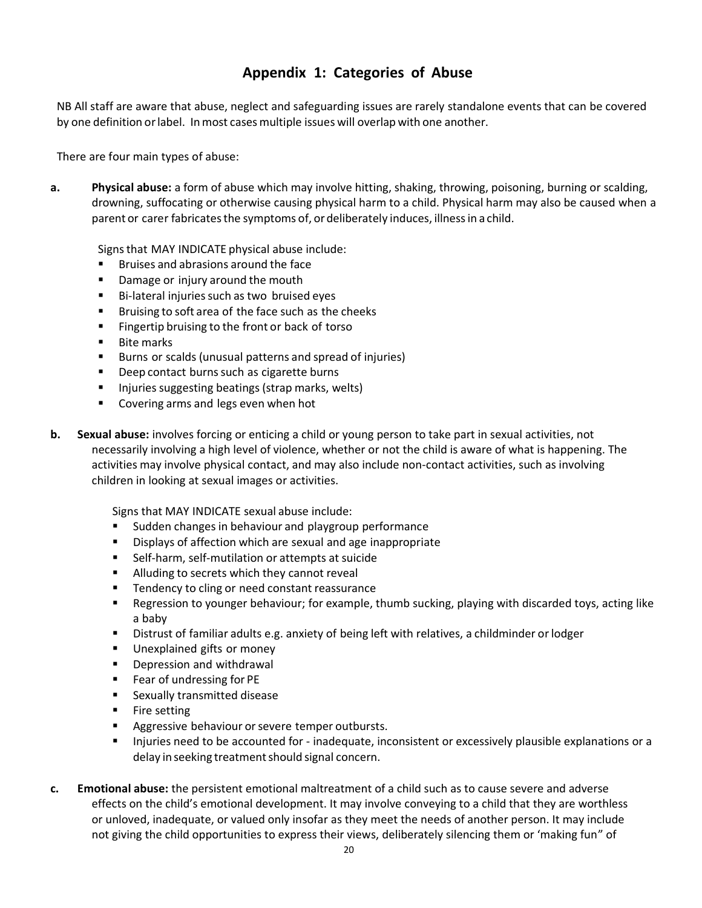# Appendix 1: Categories of Abuse

NB All staff are aware that abuse, neglect and safeguarding issues are rarely standalone events that can be covered by one definition or label. In most cases multiple issues will overlap with one another.

There are four main types of abuse:

**a. Physical abuse:** a form of abuse which may involve hitting, shaking, throwing, poisoning, burning or scalding, drowning, suffocating or otherwise causing physical harm to a child. Physical harm may also be caused when a parent or carer fabricates the symptoms of, or deliberately induces, illness in a child.

Signs that MAY INDICATE physical abuse include:

- Bruises and abrasions around the face
- Damage or injury around the mouth
- Bi-lateral injuries such as two bruised eyes
- Bruising to soft area of the face such as the cheeks
- Fingertip bruising to the front or back of torso
- Bite marks
- Burns or scalds (unusual patterns and spread of injuries)
- Deep contact burns such as cigarette burns
- Injuries suggesting beatings (strap marks, welts)
- Covering arms and legs even when hot

**b. Sexual abuse:** involves forcing or enticing a child or young person to take part in sexual activities, not necessarily involving a high level of violence, whether or not the child is aware of what is happening. The activities may involve physical contact, and may also include non-contact activities, such as involving children in looking at sexual images or activities.

Signs that MAY INDICATE sexual abuse include:

- Sudden changes in behaviour and playgroup performance
- Displays of affection which are sexual and age inappropriate
- Self-harm, self-mutilation or attempts at suicide
- Alluding to secrets which they cannot reveal
- Tendency to cling or need constant reassurance
- Regression to younger behaviour; for example, thumb sucking, playing with discarded toys, acting like a baby
- Distrust of familiar adults e.g. anxiety of being left with relatives, a childminder or lodger
- Unexplained gifts or money
- Depression and withdrawal
- Fear of undressing for PE
- Sexually transmitted disease
- Fire setting
- Aggressive behaviour or severe temper outbursts.
- Injuries need to be accounted for - inadequate, inconsistent or excessively plausible explanations or a delay in seeking treatment should signal concern.

**c. Emotional abuse:** the persistent emotional maltreatment of a child such as to cause severe and adverse effects on the child's emotional development. It may involve conveying to a child that they are worthless or unloved, inadequate, or valued only insofar as they meet the needs of another person. It may include not giving the child opportunities to express their views, deliberately silencing them or 'making fun" of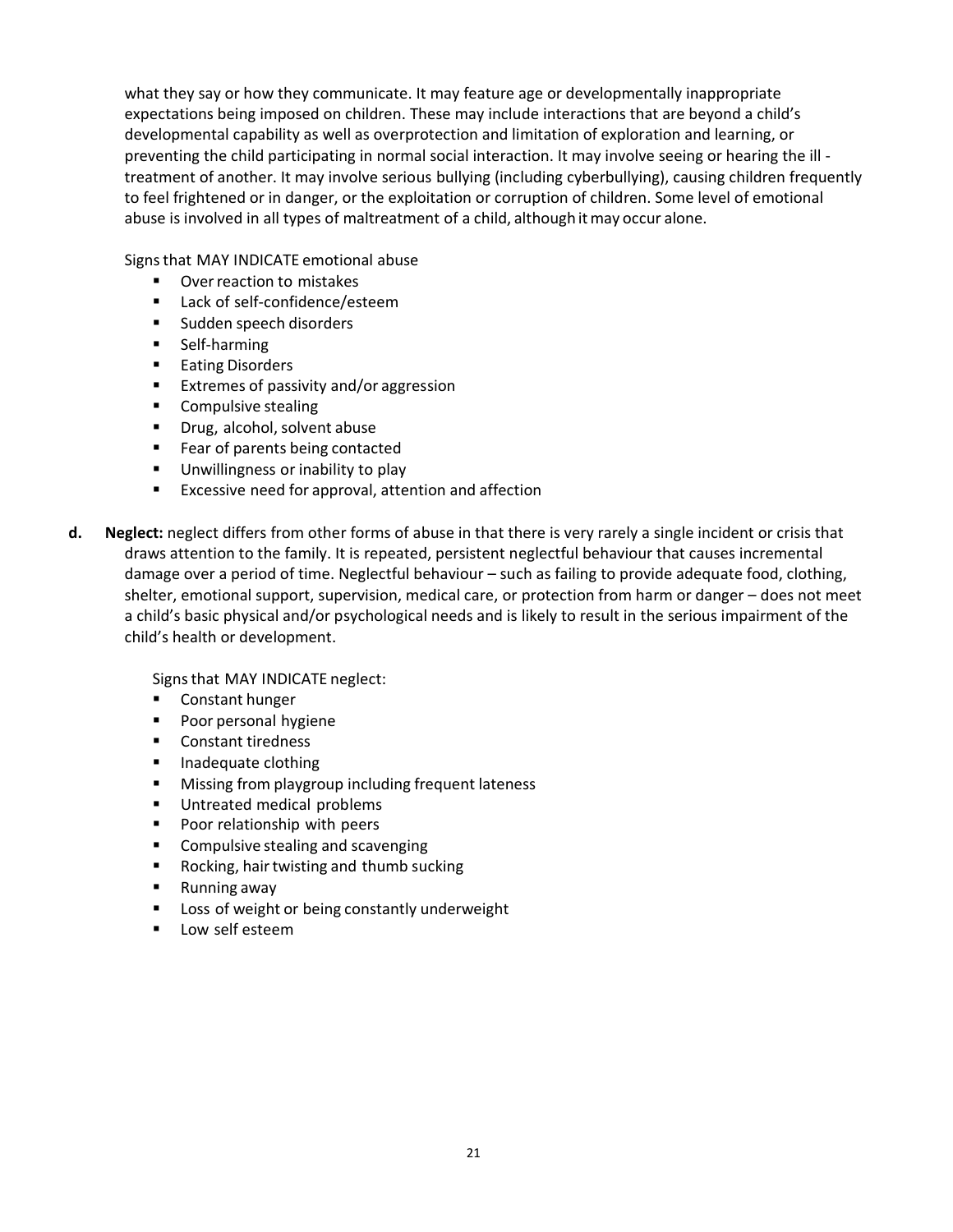what they say or how they communicate. It may feature age or developmentally inappropriate expectations being imposed on children. These may include interactions that are beyond a child's developmental capability as well as overprotection and limitation of exploration and learning, or preventing the child participating in normal social interaction. It may involve seeing or hearing the ill - treatment of another. It may involve serious bullying (including cyberbullying), causing children frequently to feel frightened or in danger, or the exploitation or corruption of children. Some level of emotional abuse is involved in all types of maltreatment of a child, although it may occur alone.

Signs that MAY INDICATE emotional abuse

- Over reaction to mistakes
- Lack of self-confidence/esteem
- Sudden speech disorders
- Self-harming
- Eating Disorders
- Extremes of passivity and/or aggression
- Compulsive stealing
- Drug, alcohol, solvent abuse
- Fear of parents being contacted
- Unwillingness or inability to play
- Excessive need for approval, attention and affection

**d. Neglect:** neglect differs from other forms of abuse in that there is very rarely a single incident or crisis that draws attention to the family. It is repeated, persistent neglectful behaviour that causes incremental damage over a period of time. Neglectful behaviour – such as failing to provide adequate food, clothing, shelter, emotional support, supervision, medical care, or protection from harm or danger – does not meet a child's basic physical and/or psychological needs and is likely to result in the serious impairment of the child's health or development.

Signs that MAY INDICATE neglect:

- Constant hunger
- Poor personal hygiene
- Constant tiredness
- Inadequate clothing
- Missing from playgroup including frequent lateness
- Untreated medical problems
- Poor relationship with peers
- Compulsive stealing and scavenging
- Rocking, hair twisting and thumb sucking
- Running away
- Loss of weight or being constantly underweight
- Low self esteem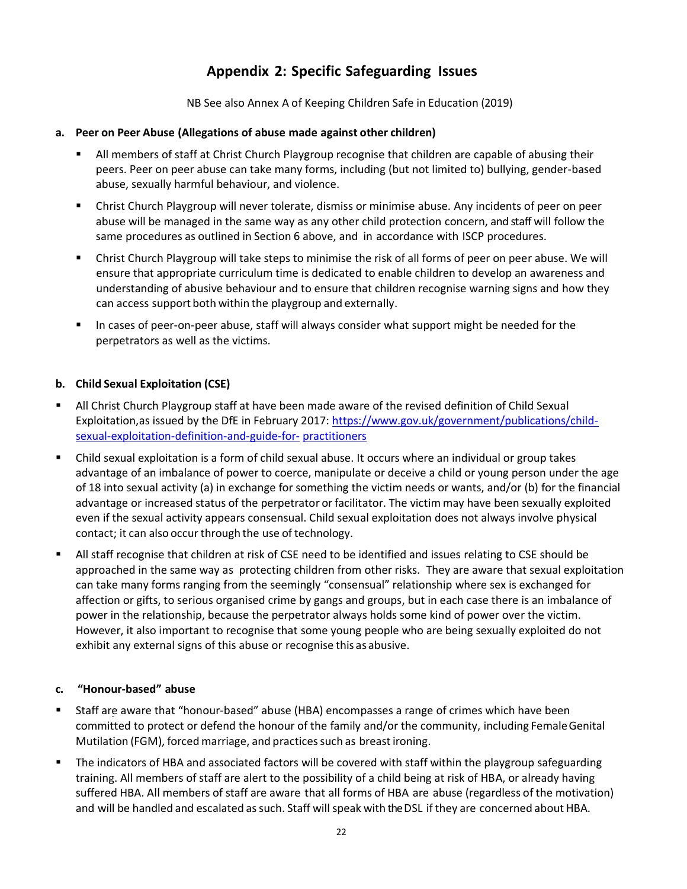## Appendix 2: Specific Safeguarding Issues

NB See also Annex A of Keeping Children Safe in Education (2019)

**a. Peer on Peer Abuse (Allegations of abuse made against other children)**

- All members of staff at Christ Church Playgroup recognise that children are capable of abusing their peers. Peer on peer abuse can take many forms, including (but not limited to) bullying, gender-based abuse, sexually harmful behaviour, and violence.
- Christ Church Playgroup will never tolerate, dismiss or minimise abuse. Any incidents of peer on peer abuse will be managed in the same way as any other child protection concern, and staff will follow the same procedures as outlined in Section 6 above, and in accordance with ISCP procedures.
- Christ Church Playgroup will take steps to minimise the risk of all forms of peer on peer abuse. We will ensure that appropriate curriculum time is dedicated to enable children to develop an awareness and understanding of abusive behaviour and to ensure that children recognise warning signs and how they can access support both within the playgroup and externally.
- In cases of peer-on-peer abuse, staff will always consider what support might be needed for the perpetrators as well as the victims.

**b. Child Sexual Exploitation (CSE)**

- All Christ Church Playgroup staff at have been made aware of the revised definition of Child Sexual Exploitation,as issued by the DfE in February 2017: [https://www.gov.uk/government/publications/child-sexual-exploitation-definition-and-guide-for- practitioners](https://www.gov.uk/government/publications/child-sexual-exploitation-definition-and-guide-for-practitioners)
- Child sexual exploitation is a form of child sexual abuse. It occurs where an individual or group takes advantage of an imbalance of power to coerce, manipulate or deceive a child or young person under the age of 18 into sexual activity (a) in exchange for something the victim needs or wants, and/or (b) for the financial advantage or increased status of the perpetrator or facilitator. The victim may have been sexually exploited even if the sexual activity appears consensual. Child sexual exploitation does not always involve physical contact; it can also occur through the use of technology.
- All staff recognise that children at risk of CSE need to be identified and issues relating to CSE should be approached in the same way as protecting children from other risks. They are aware that sexual exploitation can take many forms ranging from the seemingly "consensual" relationship where sex is exchanged for affection or gifts, to serious organised crime by gangs and groups, but in each case there is an imbalance of power in the relationship, because the perpetrator always holds some kind of power over the victim. However, it also important to recognise that some young people who are being sexually exploited do not exhibit any external signs of this abuse or recognise this as abusive.

**c. "Honour-based" abuse**

- Staff are aware that "honour-based" abuse (HBA) encompasses a range of crimes which have been committed to protect or defend the honour of the family and/or the community, including Female Genital Mutilation (FGM), forced marriage, and practices such as breast ironing.
- The indicators of HBA and associated factors will be covered with staff within the playgroup safeguarding training. All members of staff are alert to the possibility of a child being at risk of HBA, or already having suffered HBA. All members of staff are aware that all forms of HBA are abuse (regardless of the motivation) and will be handled and escalated as such. Staff will speak with the DSL if they are concerned about HBA.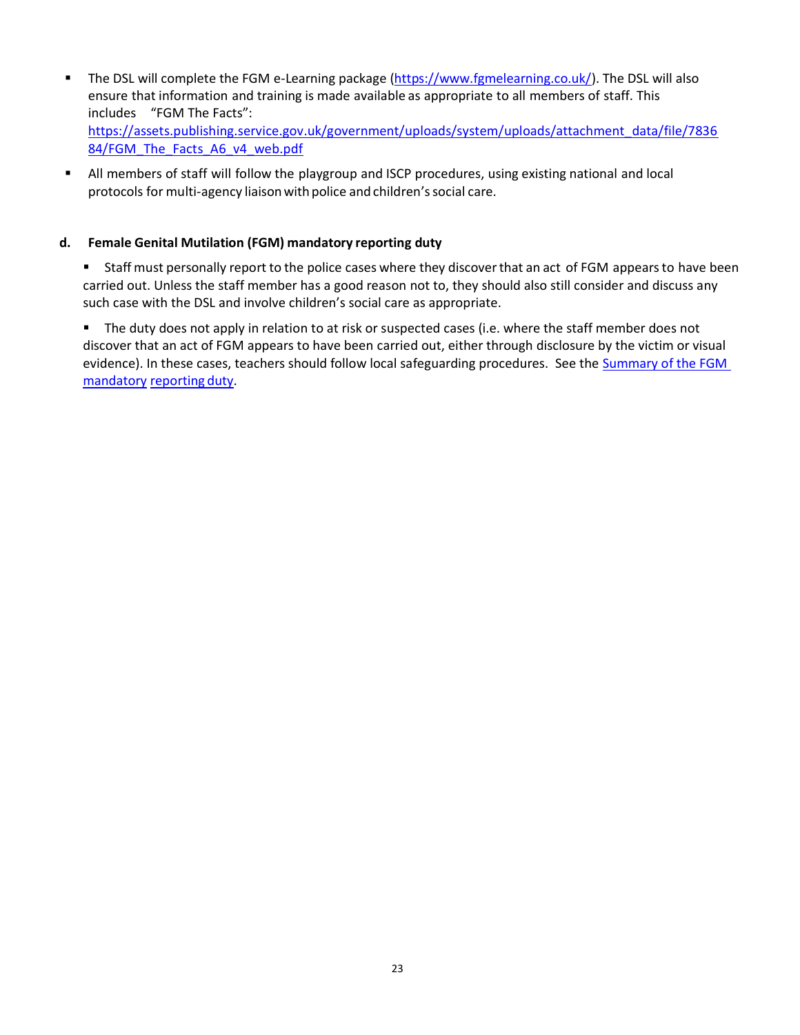- The DSL will complete the FGM e-Learning package (https://www.fgmelearning.co.uk/). The DSL will also ensure that information and training is made available as appropriate to all members of staff. This includes "FGM The Facts": https://assets.publishing.service.gov.uk/government/uploads/system/uploads/attachment_data/file/783684/FGM_The_Facts_A6_v4_web.pdf
- All members of staff will follow the playgroup and ISCP procedures, using existing national and local protocols for multi-agency liaison with police and children's social care.

### d. Female Genital Mutilation (FGM) mandatory reporting duty

- Staff must personally report to the police cases where they discover that an act of FGM appears to have been carried out. Unless the staff member has a good reason not to, they should also still consider and discuss any such case with the DSL and involve children's social care as appropriate.
- The duty does not apply in relation to at risk or suspected cases (i.e. where the staff member does not discover that an act of FGM appears to have been carried out, either through disclosure by the victim or visual evidence). In these cases, teachers should follow local safeguarding procedures. See the Summary of the FGM mandatory reporting duty.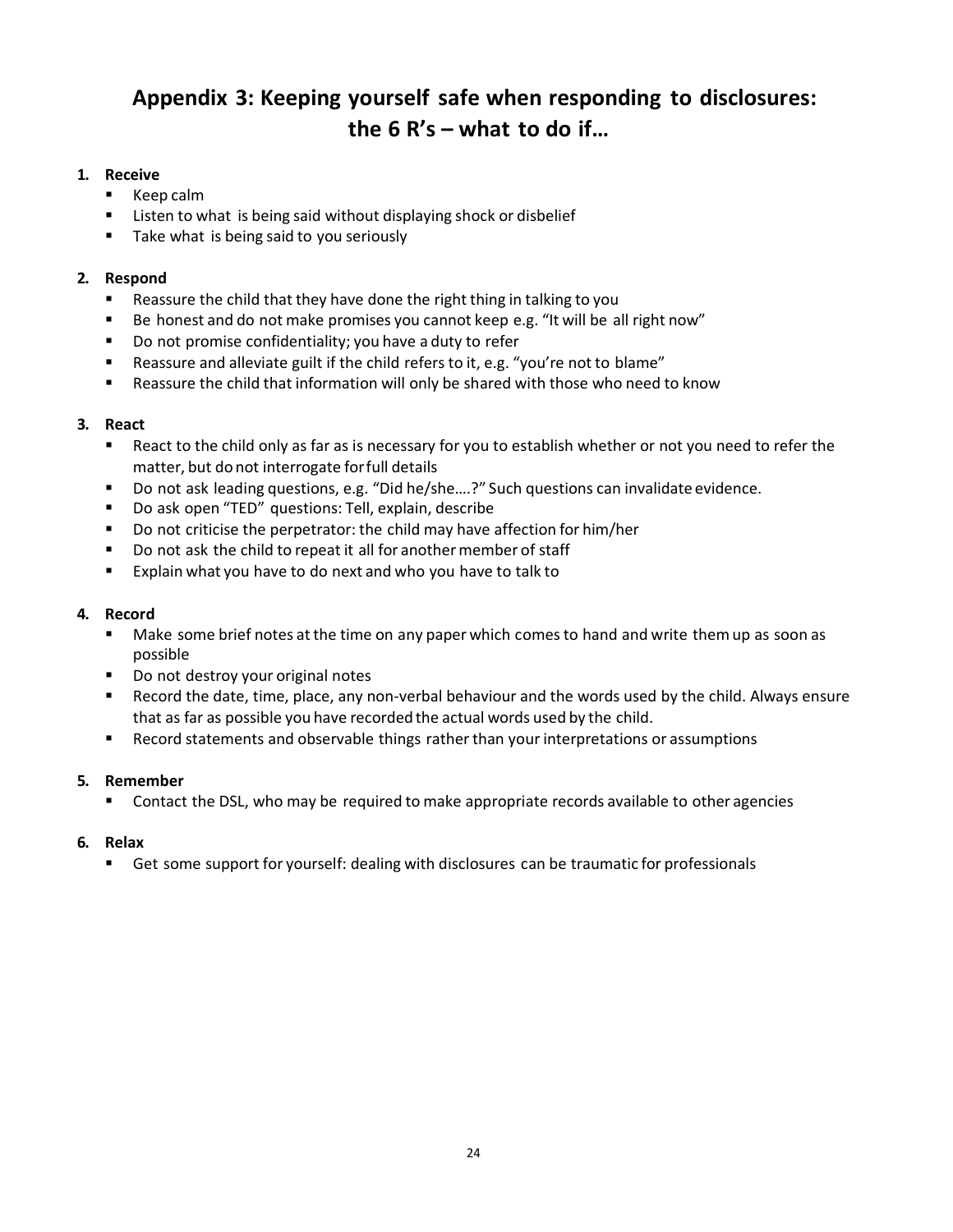# Appendix 3: Keeping yourself safe when responding to disclosures: the 6 R's – what to do if…

1. **Receive**
   - Keep calm
   - Listen to what is being said without displaying shock or disbelief
   - Take what is being said to you seriously

2. **Respond**
   - Reassure the child that they have done the right thing in talking to you
   - Be honest and do not make promises you cannot keep e.g. "It will be all right now"
   - Do not promise confidentiality; you have a duty to refer
   - Reassure and alleviate guilt if the child refers to it, e.g. "you're not to blame"
   - Reassure the child that information will only be shared with those who need to know

3. **React**
   - React to the child only as far as is necessary for you to establish whether or not you need to refer the matter, but do not interrogate for full details
   - Do not ask leading questions, e.g. "Did he/she….?" Such questions can invalidate evidence.
   - Do ask open "TED" questions: Tell, explain, describe
   - Do not criticise the perpetrator: the child may have affection for him/her
   - Do not ask the child to repeat it all for another member of staff
   - Explain what you have to do next and who you have to talk to

4. **Record**
   - Make some brief notes at the time on any paper which comes to hand and write them up as soon as possible
   - Do not destroy your original notes
   - Record the date, time, place, any non-verbal behaviour and the words used by the child. Always ensure that as far as possible you have recorded the actual words used by the child.
   - Record statements and observable things rather than your interpretations or assumptions

5. **Remember**
   - Contact the DSL, who may be required to make appropriate records available to other agencies

6. **Relax**
   - Get some support for yourself: dealing with disclosures can be traumatic for professionals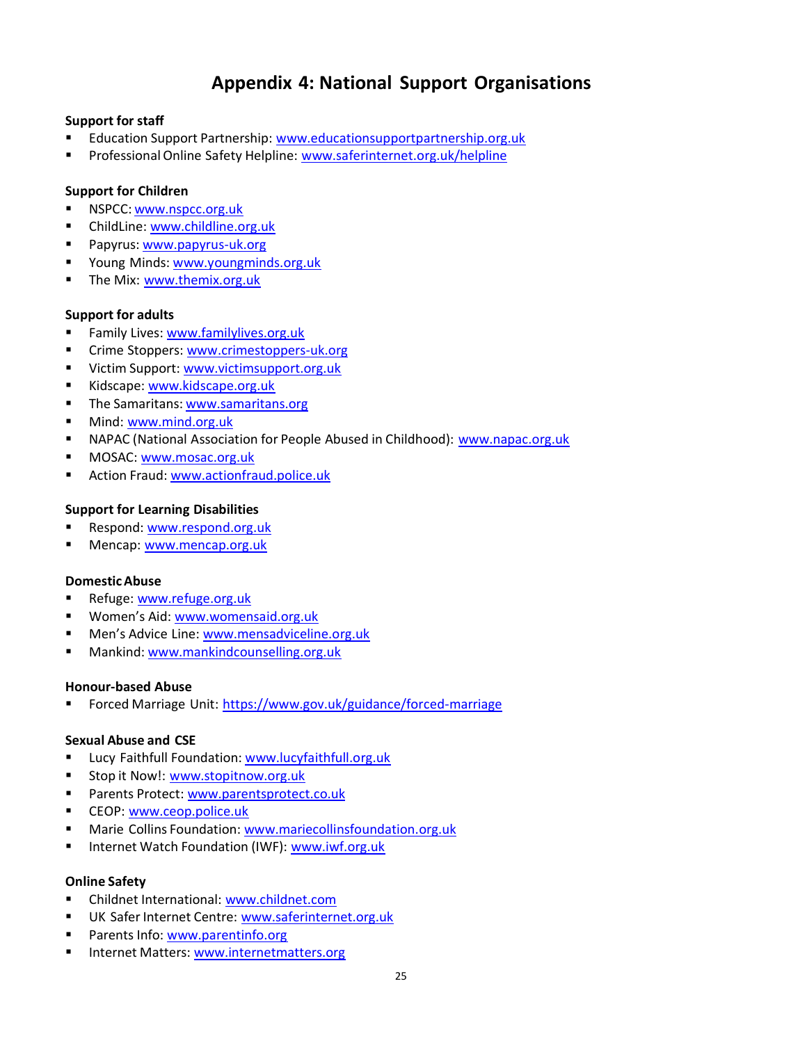# Appendix 4: National Support Organisations

**Support for staff**

- Education Support Partnership: www.educationsupportpartnership.org.uk
- Professional Online Safety Helpline: www.saferinternet.org.uk/helpline

**Support for Children**

- NSPCC: www.nspcc.org.uk
- ChildLine: www.childline.org.uk
- Papyrus: www.papyrus-uk.org
- Young Minds: www.youngminds.org.uk
- The Mix: www.themix.org.uk

**Support for adults**

- Family Lives: www.familylives.org.uk
- Crime Stoppers: www.crimestoppers-uk.org
- Victim Support: www.victimsupport.org.uk
- Kidscape: www.kidscape.org.uk
- The Samaritans: www.samaritans.org
- Mind: www.mind.org.uk
- NAPAC (National Association for People Abused in Childhood): www.napac.org.uk
- MOSAC: www.mosac.org.uk
- Action Fraud: www.actionfraud.police.uk

**Support for Learning Disabilities**

- Respond: www.respond.org.uk
- Mencap: www.mencap.org.uk

**Domestic Abuse**

- Refuge: www.refuge.org.uk
- Women's Aid: www.womensaid.org.uk
- Men's Advice Line: www.mensadviceline.org.uk
- Mankind: www.mankindcounselling.org.uk

**Honour-based Abuse**

- Forced Marriage Unit: https://www.gov.uk/guidance/forced-marriage

**Sexual Abuse and CSE**

- Lucy Faithfull Foundation: www.lucyfaithfull.org.uk
- Stop it Now!: www.stopitnow.org.uk
- Parents Protect: www.parentsprotect.co.uk
- CEOP: www.ceop.police.uk
- Marie Collins Foundation: www.mariecollinsfoundation.org.uk
- Internet Watch Foundation (IWF): www.iwf.org.uk

**Online Safety**

- Childnet International: www.childnet.com
- UK Safer Internet Centre: www.saferinternet.org.uk
- Parents Info: www.parentinfo.org
- Internet Matters: www.internetmatters.org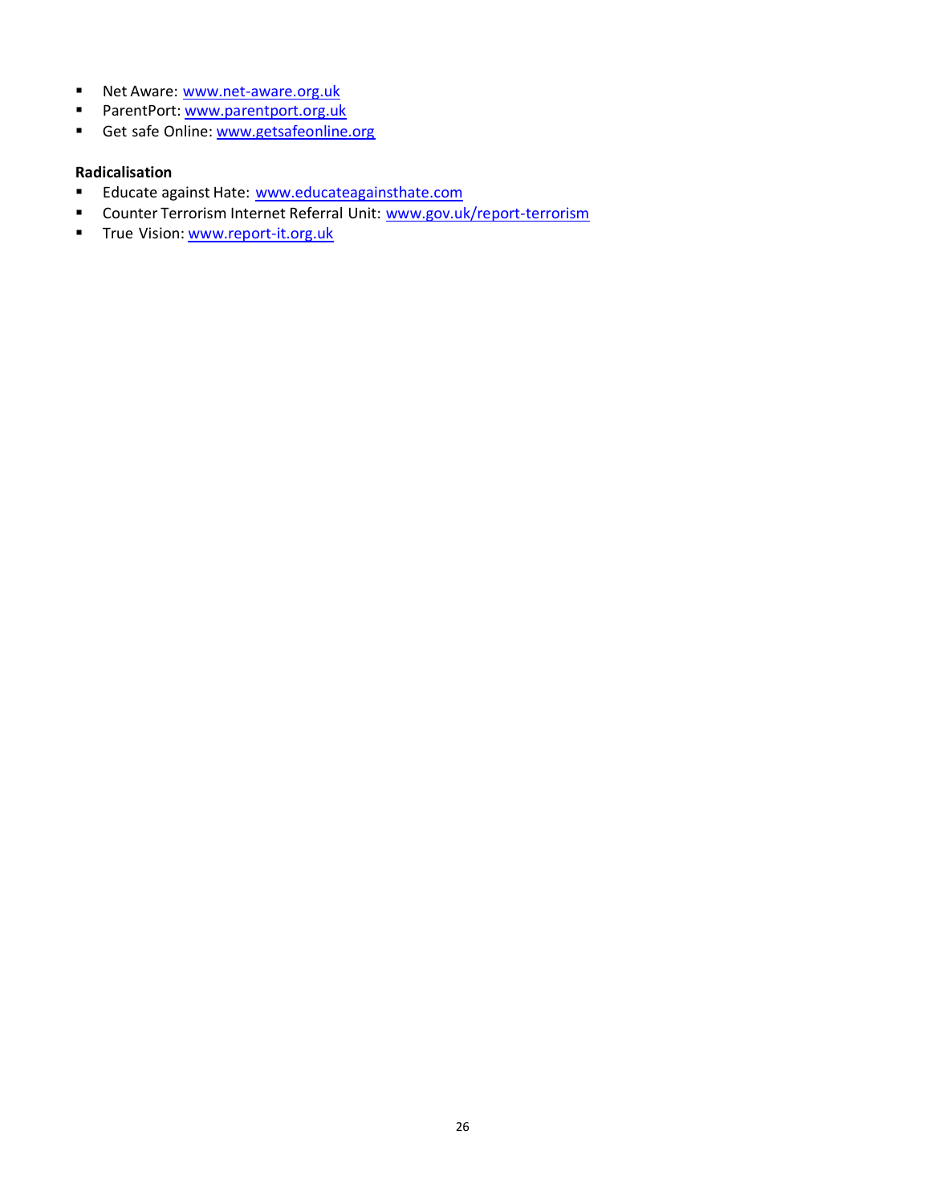- Net Aware: www.net-aware.org.uk
- ParentPort: www.parentport.org.uk
- Get safe Online: www.getsafeonline.org

**Radicalisation**

- Educate against Hate: www.educateagainsthate.com
- Counter Terrorism Internet Referral Unit: www.gov.uk/report-terrorism
- True Vision: www.report-it.org.uk